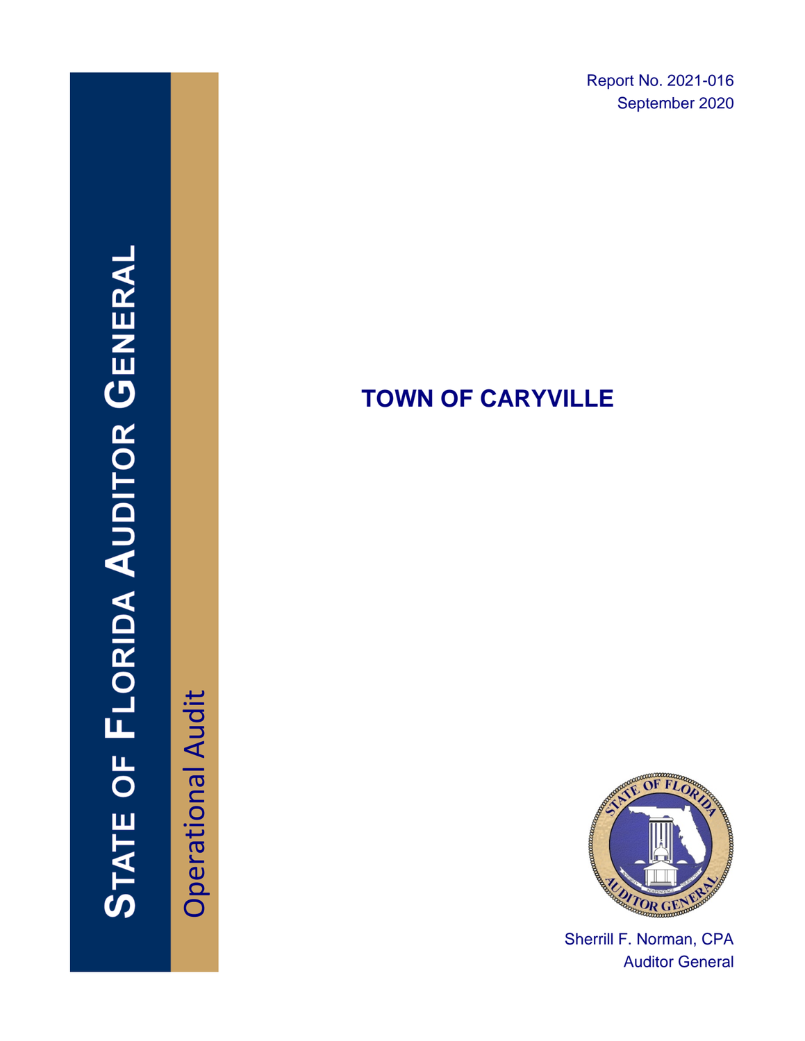Report No. 2021-016
September 2020

# STATE OF FLORIDA AUDITOR GENERAL

Operational Audit

# TOWN OF CARYVILLE

Sherrill F. Norman, CPA
Auditor General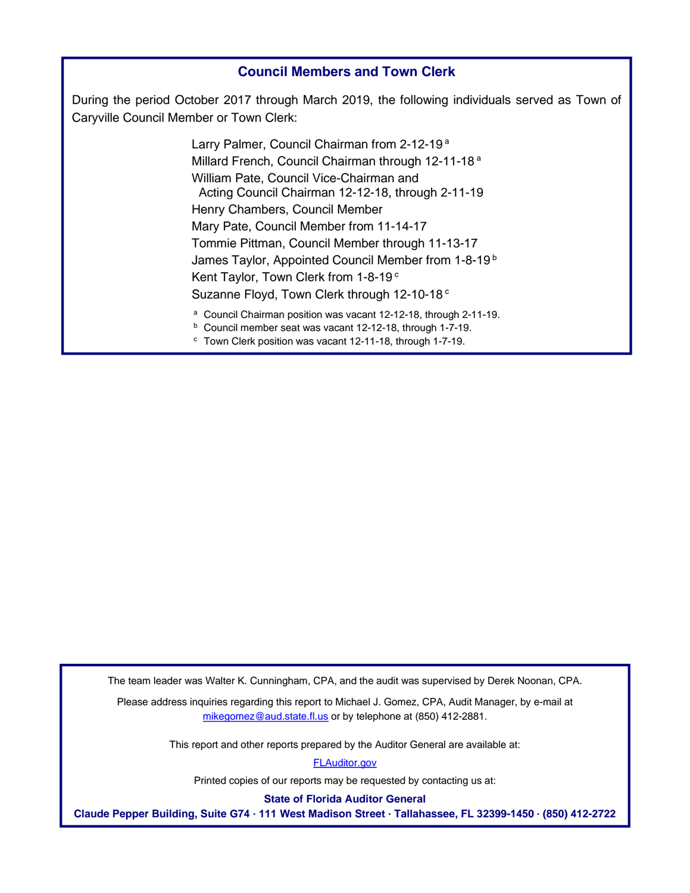## Council Members and Town Clerk

During the period October 2017 through March 2019, the following individuals served as Town of Caryville Council Member or Town Clerk:

Larry Palmer, Council Chairman from 2-12-19 [a]
Millard French, Council Chairman through 12-11-18 [a]
William Pate, Council Vice-Chairman and
  Acting Council Chairman 12-12-18, through 2-11-19
Henry Chambers, Council Member
Mary Pate, Council Member from 11-14-17
Tommie Pittman, Council Member through 11-13-17
James Taylor, Appointed Council Member from 1-8-19 [b]
Kent Taylor, Town Clerk from 1-8-19 [c]
Suzanne Floyd, Town Clerk through 12-10-18 [c]

[a] Council Chairman position was vacant 12-12-18, through 2-11-19.
[b] Council member seat was vacant 12-12-18, through 1-7-19.
[c] Town Clerk position was vacant 12-11-18, through 1-7-19.

The team leader was Walter K. Cunningham, CPA, and the audit was supervised by Derek Noonan, CPA.

Please address inquiries regarding this report to Michael J. Gomez, CPA, Audit Manager, by e-mail at mikegomez@aud.state.fl.us or by telephone at (850) 412-2881.

This report and other reports prepared by the Auditor General are available at:

FLAuditor.gov

Printed copies of our reports may be requested by contacting us at:

**State of Florida Auditor General**
**Claude Pepper Building, Suite G74 · 111 West Madison Street · Tallahassee, FL 32399-1450 · (850) 412-2722**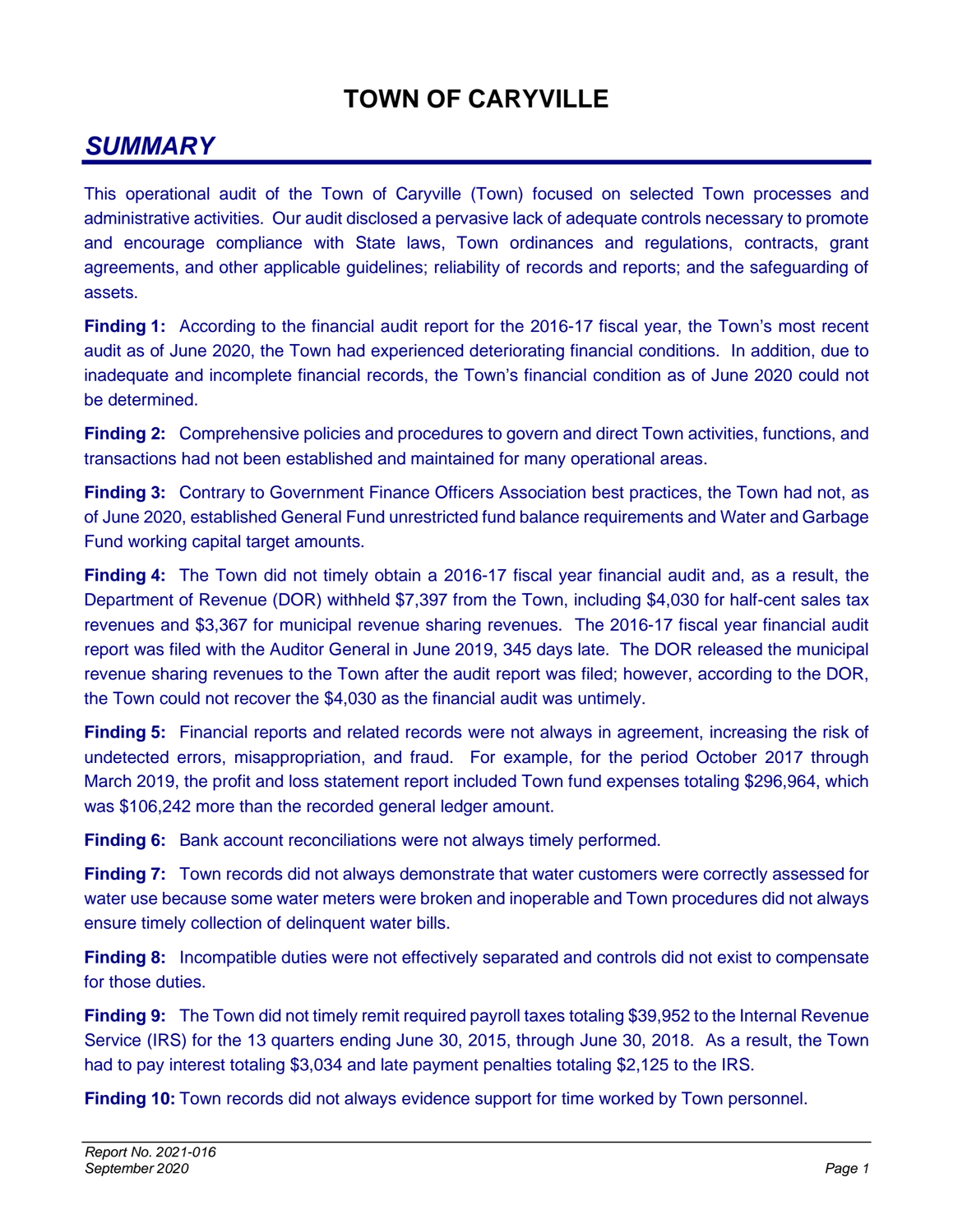# TOWN OF CARYVILLE

## *SUMMARY*

This operational audit of the Town of Caryville (Town) focused on selected Town processes and administrative activities. Our audit disclosed a pervasive lack of adequate controls necessary to promote and encourage compliance with State laws, Town ordinances and regulations, contracts, grant agreements, and other applicable guidelines; reliability of records and reports; and the safeguarding of assets.

**Finding 1:** According to the financial audit report for the 2016-17 fiscal year, the Town's most recent audit as of June 2020, the Town had experienced deteriorating financial conditions. In addition, due to inadequate and incomplete financial records, the Town's financial condition as of June 2020 could not be determined.

**Finding 2:** Comprehensive policies and procedures to govern and direct Town activities, functions, and transactions had not been established and maintained for many operational areas.

**Finding 3:** Contrary to Government Finance Officers Association best practices, the Town had not, as of June 2020, established General Fund unrestricted fund balance requirements and Water and Garbage Fund working capital target amounts.

**Finding 4:** The Town did not timely obtain a 2016-17 fiscal year financial audit and, as a result, the Department of Revenue (DOR) withheld $7,397 from the Town, including $4,030 for half-cent sales tax revenues and $3,367 for municipal revenue sharing revenues. The 2016-17 fiscal year financial audit report was filed with the Auditor General in June 2019, 345 days late. The DOR released the municipal revenue sharing revenues to the Town after the audit report was filed; however, according to the DOR, the Town could not recover the $4,030 as the financial audit was untimely.

**Finding 5:** Financial reports and related records were not always in agreement, increasing the risk of undetected errors, misappropriation, and fraud. For example, for the period October 2017 through March 2019, the profit and loss statement report included Town fund expenses totaling $296,964, which was $106,242 more than the recorded general ledger amount.

**Finding 6:** Bank account reconciliations were not always timely performed.

**Finding 7:** Town records did not always demonstrate that water customers were correctly assessed for water use because some water meters were broken and inoperable and Town procedures did not always ensure timely collection of delinquent water bills.

**Finding 8:** Incompatible duties were not effectively separated and controls did not exist to compensate for those duties.

**Finding 9:** The Town did not timely remit required payroll taxes totaling $39,952 to the Internal Revenue Service (IRS) for the 13 quarters ending June 30, 2015, through June 30, 2018. As a result, the Town had to pay interest totaling $3,034 and late payment penalties totaling $2,125 to the IRS.

**Finding 10:** Town records did not always evidence support for time worked by Town personnel.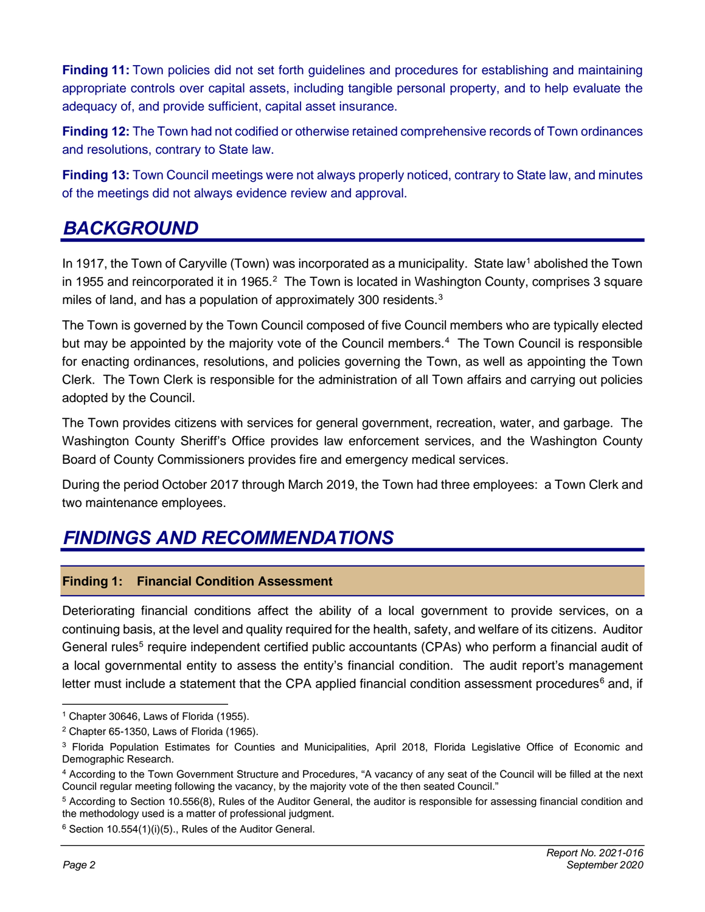**Finding 11:** Town policies did not set forth guidelines and procedures for establishing and maintaining appropriate controls over capital assets, including tangible personal property, and to help evaluate the adequacy of, and provide sufficient, capital asset insurance.

**Finding 12:** The Town had not codified or otherwise retained comprehensive records of Town ordinances and resolutions, contrary to State law.

**Finding 13:** Town Council meetings were not always properly noticed, contrary to State law, and minutes of the meetings did not always evidence review and approval.

## BACKGROUND

In 1917, the Town of Caryville (Town) was incorporated as a municipality. State law[1] abolished the Town in 1955 and reincorporated it in 1965.[2] The Town is located in Washington County, comprises 3 square miles of land, and has a population of approximately 300 residents.[3]

The Town is governed by the Town Council composed of five Council members who are typically elected but may be appointed by the majority vote of the Council members.[4] The Town Council is responsible for enacting ordinances, resolutions, and policies governing the Town, as well as appointing the Town Clerk. The Town Clerk is responsible for the administration of all Town affairs and carrying out policies adopted by the Council.

The Town provides citizens with services for general government, recreation, water, and garbage. The Washington County Sheriff's Office provides law enforcement services, and the Washington County Board of County Commissioners provides fire and emergency medical services.

During the period October 2017 through March 2019, the Town had three employees: a Town Clerk and two maintenance employees.

## FINDINGS AND RECOMMENDATIONS

### Finding 1: Financial Condition Assessment

Deteriorating financial conditions affect the ability of a local government to provide services, on a continuing basis, at the level and quality required for the health, safety, and welfare of its citizens. Auditor General rules[5] require independent certified public accountants (CPAs) who perform a financial audit of a local governmental entity to assess the entity's financial condition. The audit report's management letter must include a statement that the CPA applied financial condition assessment procedures[6] and, if

---

[1] Chapter 30646, Laws of Florida (1955).

[2] Chapter 65-1350, Laws of Florida (1965).

[3] Florida Population Estimates for Counties and Municipalities, April 2018, Florida Legislative Office of Economic and Demographic Research.

[4] According to the Town Government Structure and Procedures, "A vacancy of any seat of the Council will be filled at the next Council regular meeting following the vacancy, by the majority vote of the then seated Council."

[5] According to Section 10.556(8), Rules of the Auditor General, the auditor is responsible for assessing financial condition and the methodology used is a matter of professional judgment.

[6] Section 10.554(1)(i)(5)., Rules of the Auditor General.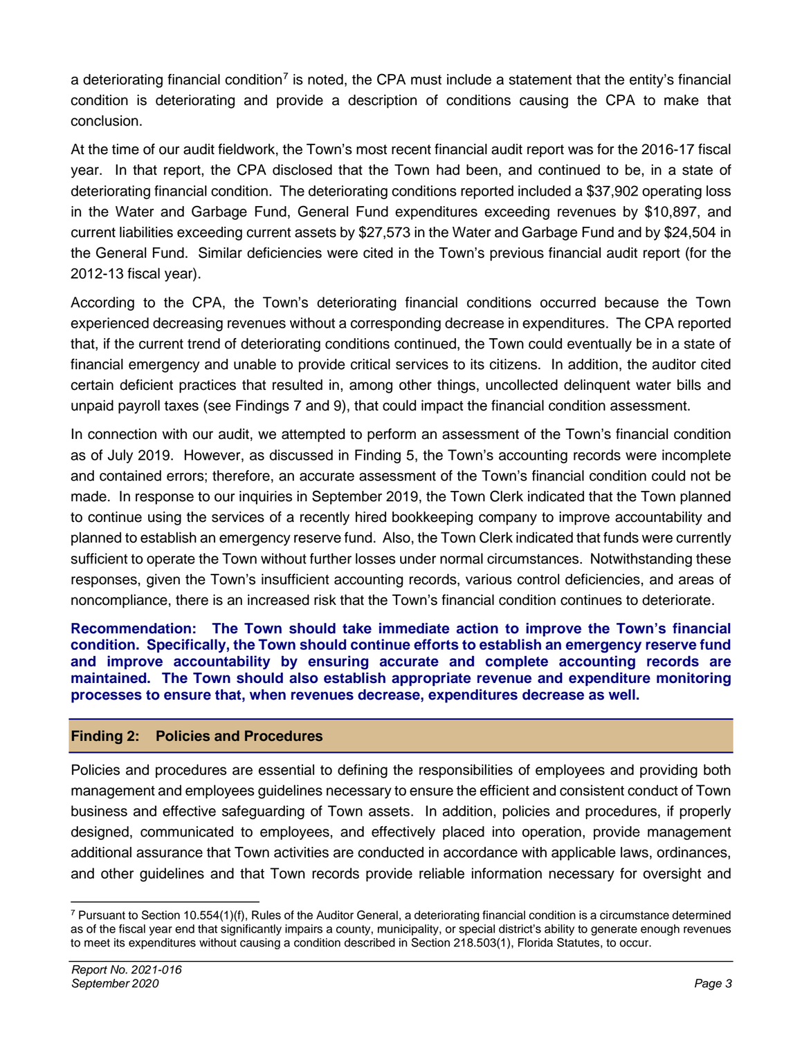a deteriorating financial condition[7] is noted, the CPA must include a statement that the entity's financial condition is deteriorating and provide a description of conditions causing the CPA to make that conclusion.

At the time of our audit fieldwork, the Town's most recent financial audit report was for the 2016-17 fiscal year. In that report, the CPA disclosed that the Town had been, and continued to be, in a state of deteriorating financial condition. The deteriorating conditions reported included a $37,902 operating loss in the Water and Garbage Fund, General Fund expenditures exceeding revenues by $10,897, and current liabilities exceeding current assets by $27,573 in the Water and Garbage Fund and by $24,504 in the General Fund. Similar deficiencies were cited in the Town's previous financial audit report (for the 2012-13 fiscal year).

According to the CPA, the Town's deteriorating financial conditions occurred because the Town experienced decreasing revenues without a corresponding decrease in expenditures. The CPA reported that, if the current trend of deteriorating conditions continued, the Town could eventually be in a state of financial emergency and unable to provide critical services to its citizens. In addition, the auditor cited certain deficient practices that resulted in, among other things, uncollected delinquent water bills and unpaid payroll taxes (see Findings 7 and 9), that could impact the financial condition assessment.

In connection with our audit, we attempted to perform an assessment of the Town's financial condition as of July 2019. However, as discussed in Finding 5, the Town's accounting records were incomplete and contained errors; therefore, an accurate assessment of the Town's financial condition could not be made. In response to our inquiries in September 2019, the Town Clerk indicated that the Town planned to continue using the services of a recently hired bookkeeping company to improve accountability and planned to establish an emergency reserve fund. Also, the Town Clerk indicated that funds were currently sufficient to operate the Town without further losses under normal circumstances. Notwithstanding these responses, given the Town's insufficient accounting records, various control deficiencies, and areas of noncompliance, there is an increased risk that the Town's financial condition continues to deteriorate.

**Recommendation: The Town should take immediate action to improve the Town's financial condition. Specifically, the Town should continue efforts to establish an emergency reserve fund and improve accountability by ensuring accurate and complete accounting records are maintained. The Town should also establish appropriate revenue and expenditure monitoring processes to ensure that, when revenues decrease, expenditures decrease as well.**

## Finding 2: Policies and Procedures

Policies and procedures are essential to defining the responsibilities of employees and providing both management and employees guidelines necessary to ensure the efficient and consistent conduct of Town business and effective safeguarding of Town assets. In addition, policies and procedures, if properly designed, communicated to employees, and effectively placed into operation, provide management additional assurance that Town activities are conducted in accordance with applicable laws, ordinances, and other guidelines and that Town records provide reliable information necessary for oversight and

[7] Pursuant to Section 10.554(1)(f), Rules of the Auditor General, a deteriorating financial condition is a circumstance determined as of the fiscal year end that significantly impairs a county, municipality, or special district's ability to generate enough revenues to meet its expenditures without causing a condition described in Section 218.503(1), Florida Statutes, to occur.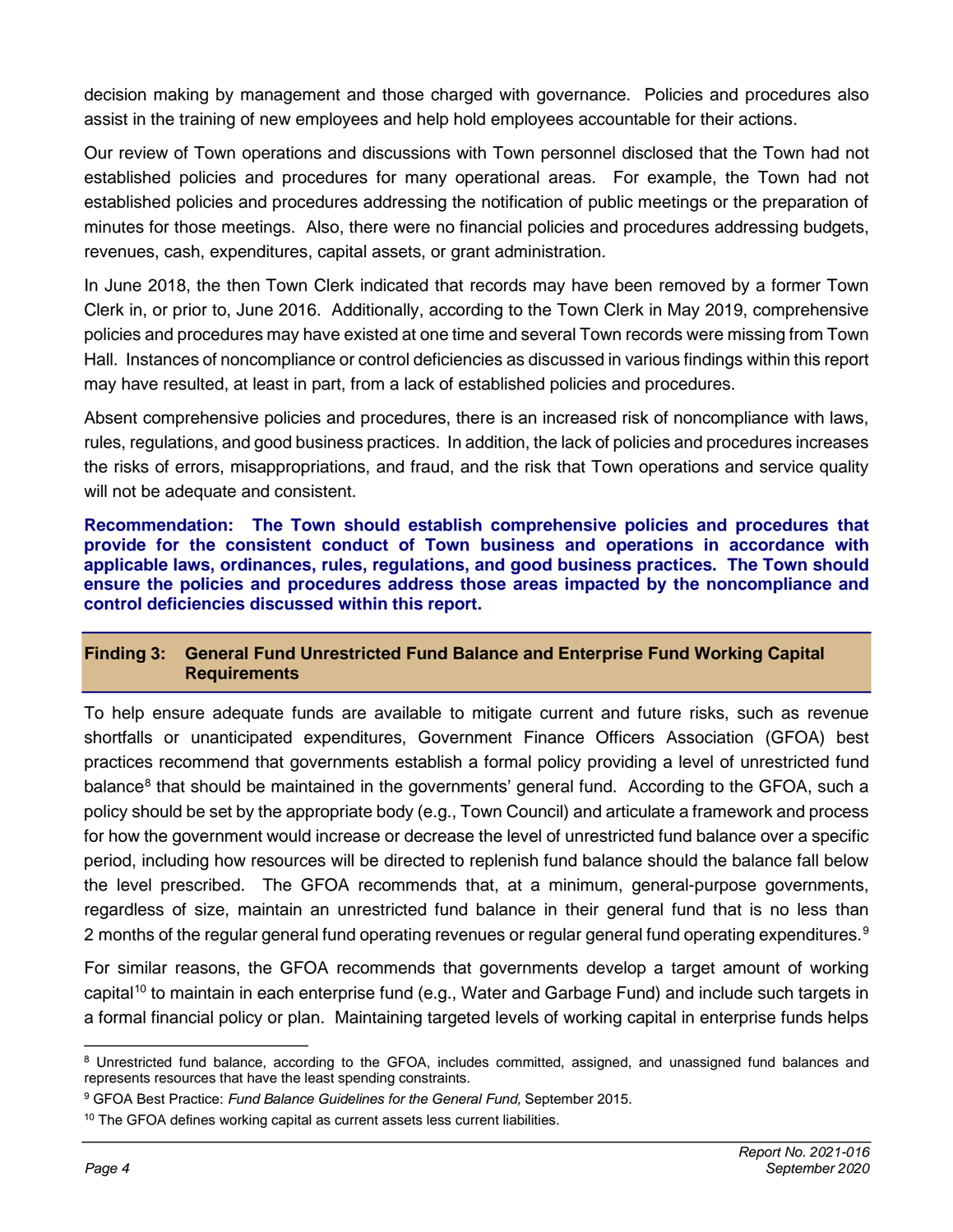decision making by management and those charged with governance. Policies and procedures also assist in the training of new employees and help hold employees accountable for their actions.

Our review of Town operations and discussions with Town personnel disclosed that the Town had not established policies and procedures for many operational areas. For example, the Town had not established policies and procedures addressing the notification of public meetings or the preparation of minutes for those meetings. Also, there were no financial policies and procedures addressing budgets, revenues, cash, expenditures, capital assets, or grant administration.

In June 2018, the then Town Clerk indicated that records may have been removed by a former Town Clerk in, or prior to, June 2016. Additionally, according to the Town Clerk in May 2019, comprehensive policies and procedures may have existed at one time and several Town records were missing from Town Hall. Instances of noncompliance or control deficiencies as discussed in various findings within this report may have resulted, at least in part, from a lack of established policies and procedures.

Absent comprehensive policies and procedures, there is an increased risk of noncompliance with laws, rules, regulations, and good business practices. In addition, the lack of policies and procedures increases the risks of errors, misappropriations, and fraud, and the risk that Town operations and service quality will not be adequate and consistent.

**Recommendation: The Town should establish comprehensive policies and procedures that provide for the consistent conduct of Town business and operations in accordance with applicable laws, ordinances, rules, regulations, and good business practices. The Town should ensure the policies and procedures address those areas impacted by the noncompliance and control deficiencies discussed within this report.**

## Finding 3: General Fund Unrestricted Fund Balance and Enterprise Fund Working Capital Requirements

To help ensure adequate funds are available to mitigate current and future risks, such as revenue shortfalls or unanticipated expenditures, Government Finance Officers Association (GFOA) best practices recommend that governments establish a formal policy providing a level of unrestricted fund balance[8] that should be maintained in the governments' general fund. According to the GFOA, such a policy should be set by the appropriate body (e.g., Town Council) and articulate a framework and process for how the government would increase or decrease the level of unrestricted fund balance over a specific period, including how resources will be directed to replenish fund balance should the balance fall below the level prescribed. The GFOA recommends that, at a minimum, general-purpose governments, regardless of size, maintain an unrestricted fund balance in their general fund that is no less than 2 months of the regular general fund operating revenues or regular general fund operating expenditures.[9]

For similar reasons, the GFOA recommends that governments develop a target amount of working capital[10] to maintain in each enterprise fund (e.g., Water and Garbage Fund) and include such targets in a formal financial policy or plan. Maintaining targeted levels of working capital in enterprise funds helps

---

[8] Unrestricted fund balance, according to the GFOA, includes committed, assigned, and unassigned fund balances and represents resources that have the least spending constraints.

[9] GFOA Best Practice: *Fund Balance Guidelines for the General Fund,* September 2015.

[10] The GFOA defines working capital as current assets less current liabilities.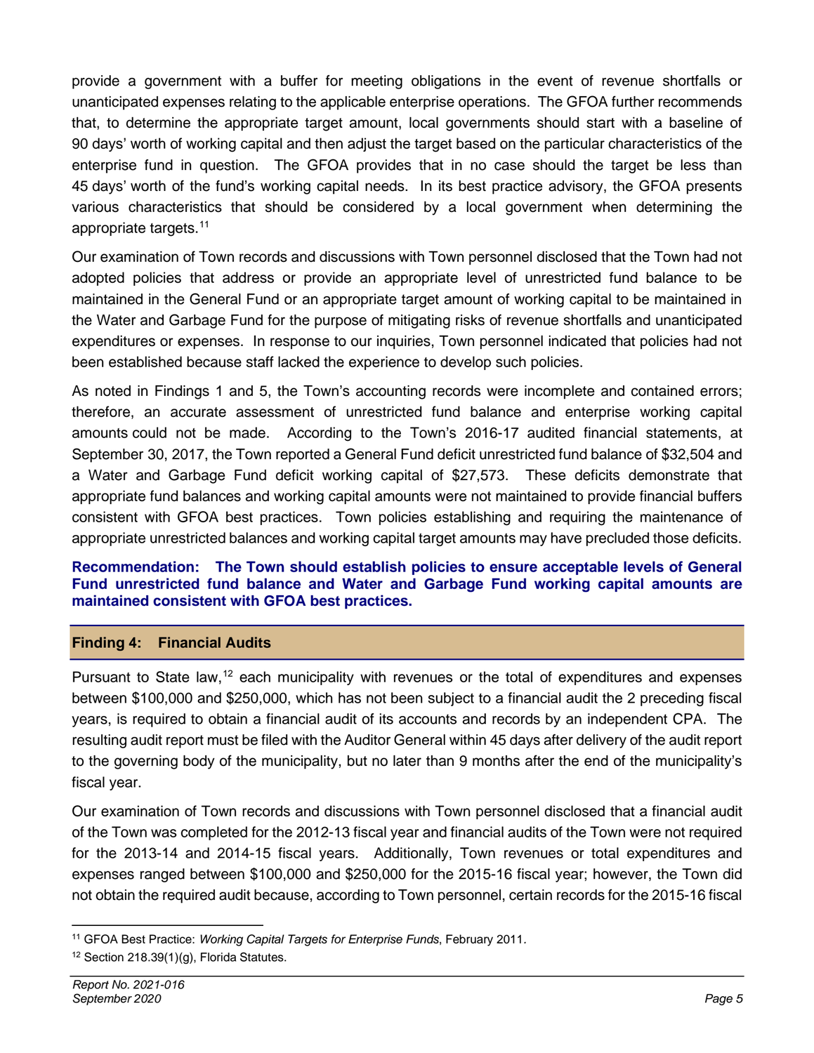provide a government with a buffer for meeting obligations in the event of revenue shortfalls or unanticipated expenses relating to the applicable enterprise operations. The GFOA further recommends that, to determine the appropriate target amount, local governments should start with a baseline of 90 days' worth of working capital and then adjust the target based on the particular characteristics of the enterprise fund in question. The GFOA provides that in no case should the target be less than 45 days' worth of the fund's working capital needs. In its best practice advisory, the GFOA presents various characteristics that should be considered by a local government when determining the appropriate targets.[11]

Our examination of Town records and discussions with Town personnel disclosed that the Town had not adopted policies that address or provide an appropriate level of unrestricted fund balance to be maintained in the General Fund or an appropriate target amount of working capital to be maintained in the Water and Garbage Fund for the purpose of mitigating risks of revenue shortfalls and unanticipated expenditures or expenses. In response to our inquiries, Town personnel indicated that policies had not been established because staff lacked the experience to develop such policies.

As noted in Findings 1 and 5, the Town's accounting records were incomplete and contained errors; therefore, an accurate assessment of unrestricted fund balance and enterprise working capital amounts could not be made. According to the Town's 2016-17 audited financial statements, at September 30, 2017, the Town reported a General Fund deficit unrestricted fund balance of $32,504 and a Water and Garbage Fund deficit working capital of $27,573. These deficits demonstrate that appropriate fund balances and working capital amounts were not maintained to provide financial buffers consistent with GFOA best practices. Town policies establishing and requiring the maintenance of appropriate unrestricted balances and working capital target amounts may have precluded those deficits.

**Recommendation: The Town should establish policies to ensure acceptable levels of General Fund unrestricted fund balance and Water and Garbage Fund working capital amounts are maintained consistent with GFOA best practices.**

## Finding 4: Financial Audits

Pursuant to State law,[12] each municipality with revenues or the total of expenditures and expenses between $100,000 and $250,000, which has not been subject to a financial audit the 2 preceding fiscal years, is required to obtain a financial audit of its accounts and records by an independent CPA. The resulting audit report must be filed with the Auditor General within 45 days after delivery of the audit report to the governing body of the municipality, but no later than 9 months after the end of the municipality's fiscal year.

Our examination of Town records and discussions with Town personnel disclosed that a financial audit of the Town was completed for the 2012-13 fiscal year and financial audits of the Town were not required for the 2013-14 and 2014-15 fiscal years. Additionally, Town revenues or total expenditures and expenses ranged between $100,000 and $250,000 for the 2015-16 fiscal year; however, the Town did not obtain the required audit because, according to Town personnel, certain records for the 2015-16 fiscal

---

[11] GFOA Best Practice: *Working Capital Targets for Enterprise Funds*, February 2011.

[12] Section 218.39(1)(g), Florida Statutes.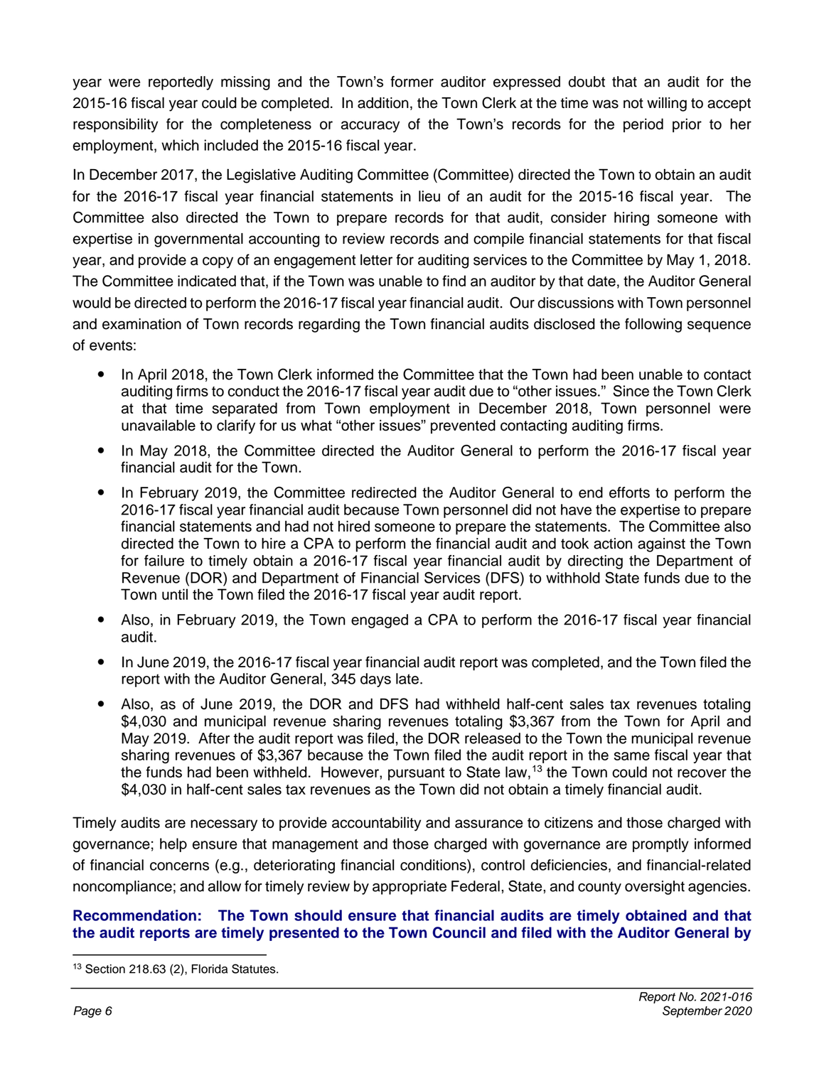year were reportedly missing and the Town's former auditor expressed doubt that an audit for the 2015-16 fiscal year could be completed. In addition, the Town Clerk at the time was not willing to accept responsibility for the completeness or accuracy of the Town's records for the period prior to her employment, which included the 2015-16 fiscal year.

In December 2017, the Legislative Auditing Committee (Committee) directed the Town to obtain an audit for the 2016-17 fiscal year financial statements in lieu of an audit for the 2015-16 fiscal year. The Committee also directed the Town to prepare records for that audit, consider hiring someone with expertise in governmental accounting to review records and compile financial statements for that fiscal year, and provide a copy of an engagement letter for auditing services to the Committee by May 1, 2018. The Committee indicated that, if the Town was unable to find an auditor by that date, the Auditor General would be directed to perform the 2016-17 fiscal year financial audit. Our discussions with Town personnel and examination of Town records regarding the Town financial audits disclosed the following sequence of events:

- In April 2018, the Town Clerk informed the Committee that the Town had been unable to contact auditing firms to conduct the 2016-17 fiscal year audit due to "other issues." Since the Town Clerk at that time separated from Town employment in December 2018, Town personnel were unavailable to clarify for us what "other issues" prevented contacting auditing firms.
- In May 2018, the Committee directed the Auditor General to perform the 2016-17 fiscal year financial audit for the Town.
- In February 2019, the Committee redirected the Auditor General to end efforts to perform the 2016-17 fiscal year financial audit because Town personnel did not have the expertise to prepare financial statements and had not hired someone to prepare the statements. The Committee also directed the Town to hire a CPA to perform the financial audit and took action against the Town for failure to timely obtain a 2016-17 fiscal year financial audit by directing the Department of Revenue (DOR) and Department of Financial Services (DFS) to withhold State funds due to the Town until the Town filed the 2016-17 fiscal year audit report.
- Also, in February 2019, the Town engaged a CPA to perform the 2016-17 fiscal year financial audit.
- In June 2019, the 2016-17 fiscal year financial audit report was completed, and the Town filed the report with the Auditor General, 345 days late.
- Also, as of June 2019, the DOR and DFS had withheld half-cent sales tax revenues totaling $4,030 and municipal revenue sharing revenues totaling $3,367 from the Town for April and May 2019. After the audit report was filed, the DOR released to the Town the municipal revenue sharing revenues of $3,367 because the Town filed the audit report in the same fiscal year that the funds had been withheld. However, pursuant to State law,[13] the Town could not recover the $4,030 in half-cent sales tax revenues as the Town did not obtain a timely financial audit.

Timely audits are necessary to provide accountability and assurance to citizens and those charged with governance; help ensure that management and those charged with governance are promptly informed of financial concerns (e.g., deteriorating financial conditions), control deficiencies, and financial-related noncompliance; and allow for timely review by appropriate Federal, State, and county oversight agencies.

**Recommendation: The Town should ensure that financial audits are timely obtained and that the audit reports are timely presented to the Town Council and filed with the Auditor General by**

[13] Section 218.63 (2), Florida Statutes.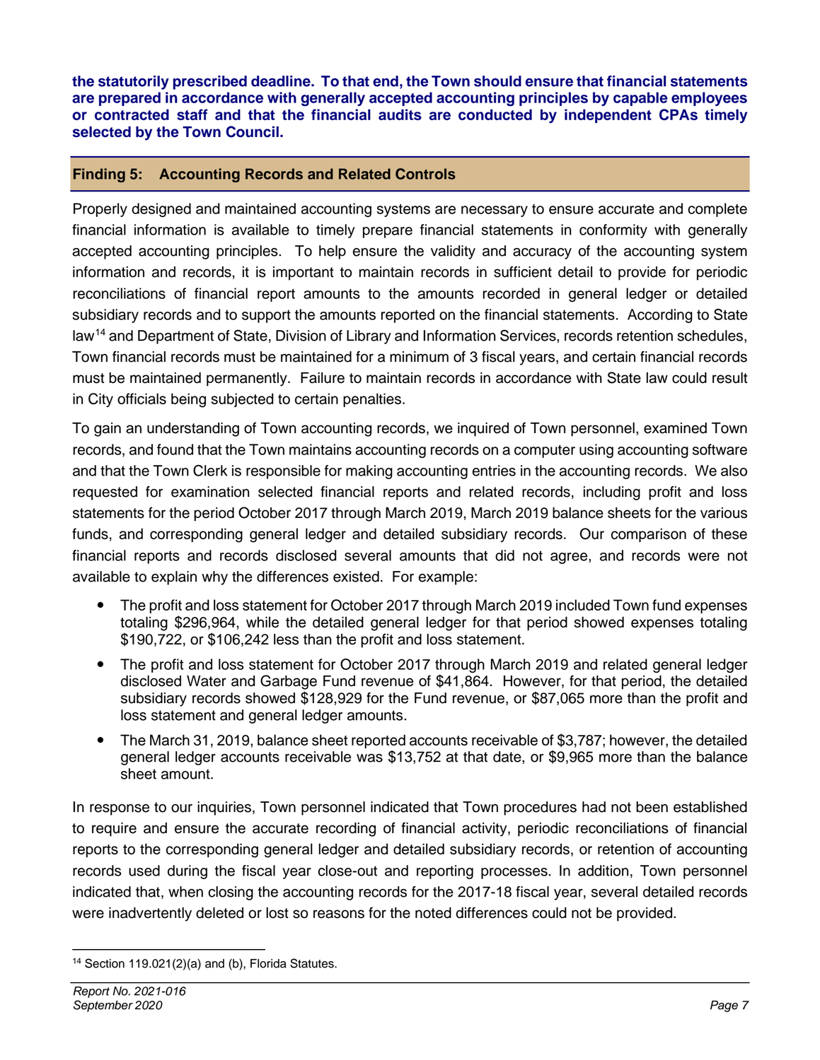**the statutorily prescribed deadline. To that end, the Town should ensure that financial statements are prepared in accordance with generally accepted accounting principles by capable employees or contracted staff and that the financial audits are conducted by independent CPAs timely selected by the Town Council.**

## Finding 5: Accounting Records and Related Controls

Properly designed and maintained accounting systems are necessary to ensure accurate and complete financial information is available to timely prepare financial statements in conformity with generally accepted accounting principles. To help ensure the validity and accuracy of the accounting system information and records, it is important to maintain records in sufficient detail to provide for periodic reconciliations of financial report amounts to the amounts recorded in general ledger or detailed subsidiary records and to support the amounts reported on the financial statements. According to State law[14] and Department of State, Division of Library and Information Services, records retention schedules, Town financial records must be maintained for a minimum of 3 fiscal years, and certain financial records must be maintained permanently. Failure to maintain records in accordance with State law could result in City officials being subjected to certain penalties.

To gain an understanding of Town accounting records, we inquired of Town personnel, examined Town records, and found that the Town maintains accounting records on a computer using accounting software and that the Town Clerk is responsible for making accounting entries in the accounting records. We also requested for examination selected financial reports and related records, including profit and loss statements for the period October 2017 through March 2019, March 2019 balance sheets for the various funds, and corresponding general ledger and detailed subsidiary records. Our comparison of these financial reports and records disclosed several amounts that did not agree, and records were not available to explain why the differences existed. For example:

- The profit and loss statement for October 2017 through March 2019 included Town fund expenses totaling $296,964, while the detailed general ledger for that period showed expenses totaling $190,722, or $106,242 less than the profit and loss statement.
- The profit and loss statement for October 2017 through March 2019 and related general ledger disclosed Water and Garbage Fund revenue of $41,864. However, for that period, the detailed subsidiary records showed $128,929 for the Fund revenue, or $87,065 more than the profit and loss statement and general ledger amounts.
- The March 31, 2019, balance sheet reported accounts receivable of $3,787; however, the detailed general ledger accounts receivable was $13,752 at that date, or $9,965 more than the balance sheet amount.

In response to our inquiries, Town personnel indicated that Town procedures had not been established to require and ensure the accurate recording of financial activity, periodic reconciliations of financial reports to the corresponding general ledger and detailed subsidiary records, or retention of accounting records used during the fiscal year close-out and reporting processes. In addition, Town personnel indicated that, when closing the accounting records for the 2017-18 fiscal year, several detailed records were inadvertently deleted or lost so reasons for the noted differences could not be provided.

---

[14] Section 119.021(2)(a) and (b), Florida Statutes.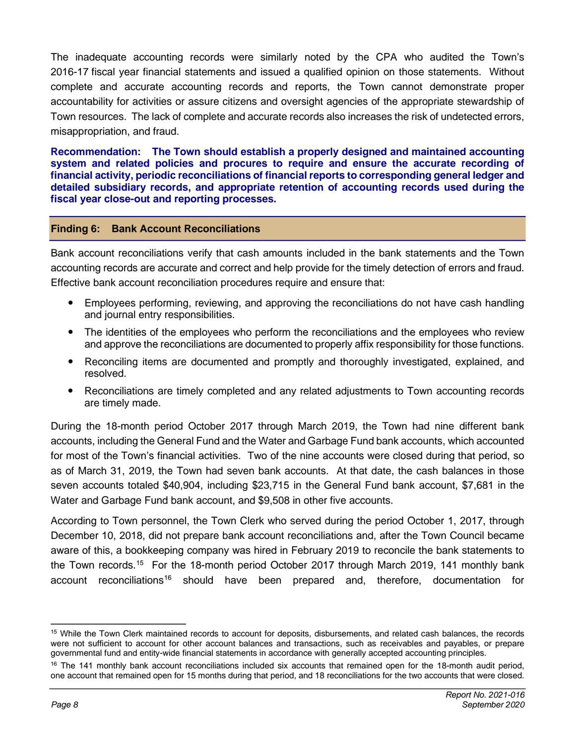The inadequate accounting records were similarly noted by the CPA who audited the Town's 2016-17 fiscal year financial statements and issued a qualified opinion on those statements. Without complete and accurate accounting records and reports, the Town cannot demonstrate proper accountability for activities or assure citizens and oversight agencies of the appropriate stewardship of Town resources. The lack of complete and accurate records also increases the risk of undetected errors, misappropriation, and fraud.

**Recommendation: The Town should establish a properly designed and maintained accounting system and related policies and procures to require and ensure the accurate recording of financial activity, periodic reconciliations of financial reports to corresponding general ledger and detailed subsidiary records, and appropriate retention of accounting records used during the fiscal year close-out and reporting processes.**

## Finding 6: Bank Account Reconciliations

Bank account reconciliations verify that cash amounts included in the bank statements and the Town accounting records are accurate and correct and help provide for the timely detection of errors and fraud. Effective bank account reconciliation procedures require and ensure that:

- Employees performing, reviewing, and approving the reconciliations do not have cash handling and journal entry responsibilities.
- The identities of the employees who perform the reconciliations and the employees who review and approve the reconciliations are documented to properly affix responsibility for those functions.
- Reconciling items are documented and promptly and thoroughly investigated, explained, and resolved.
- Reconciliations are timely completed and any related adjustments to Town accounting records are timely made.

During the 18-month period October 2017 through March 2019, the Town had nine different bank accounts, including the General Fund and the Water and Garbage Fund bank accounts, which accounted for most of the Town's financial activities. Two of the nine accounts were closed during that period, so as of March 31, 2019, the Town had seven bank accounts. At that date, the cash balances in those seven accounts totaled $40,904, including $23,715 in the General Fund bank account, $7,681 in the Water and Garbage Fund bank account, and $9,508 in other five accounts.

According to Town personnel, the Town Clerk who served during the period October 1, 2017, through December 10, 2018, did not prepare bank account reconciliations and, after the Town Council became aware of this, a bookkeeping company was hired in February 2019 to reconcile the bank statements to the Town records.[15] For the 18-month period October 2017 through March 2019, 141 monthly bank account reconciliations[16] should have been prepared and, therefore, documentation for

[15] While the Town Clerk maintained records to account for deposits, disbursements, and related cash balances, the records were not sufficient to account for other account balances and transactions, such as receivables and payables, or prepare governmental fund and entity-wide financial statements in accordance with generally accepted accounting principles.

[16] The 141 monthly bank account reconciliations included six accounts that remained open for the 18-month audit period, one account that remained open for 15 months during that period, and 18 reconciliations for the two accounts that were closed.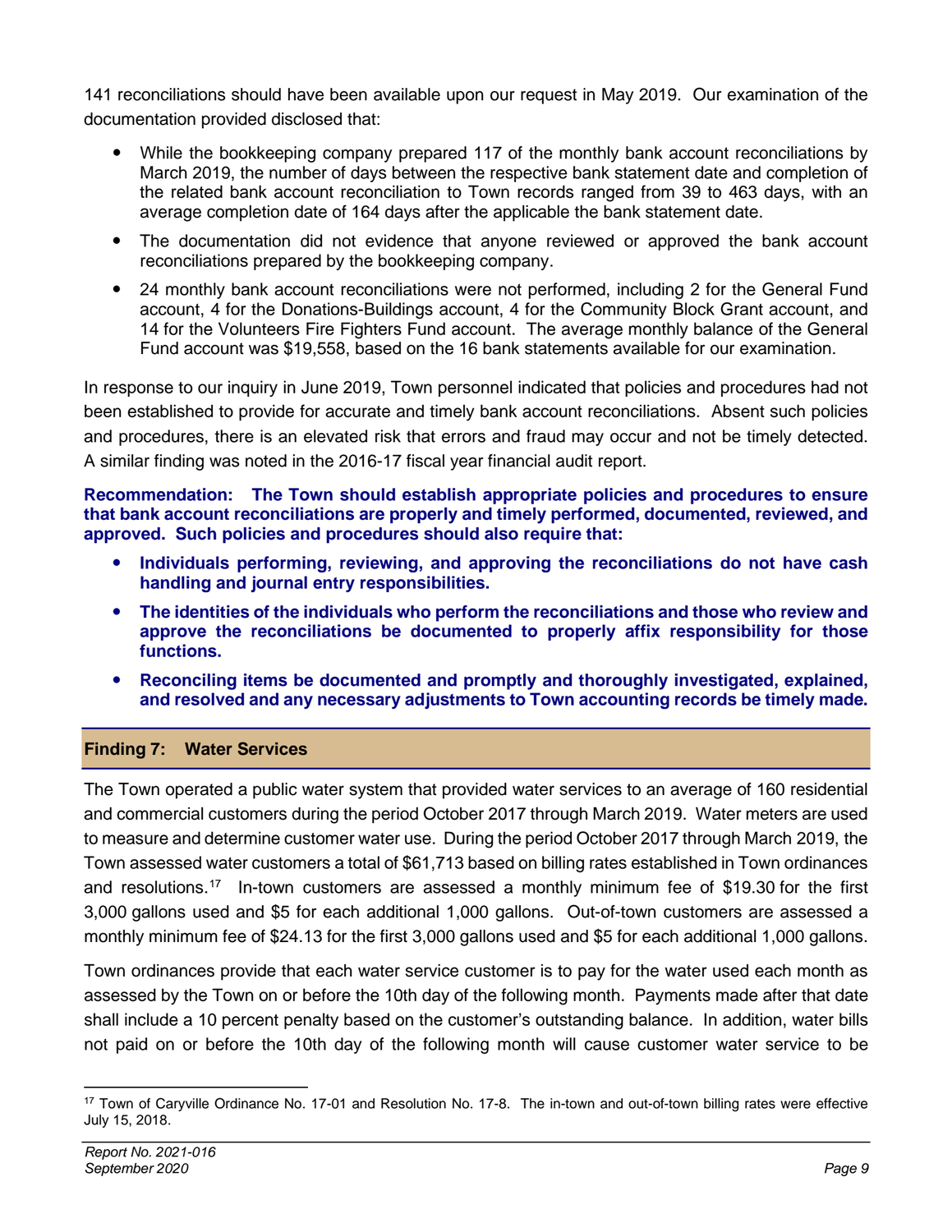141 reconciliations should have been available upon our request in May 2019. Our examination of the documentation provided disclosed that:

- While the bookkeeping company prepared 117 of the monthly bank account reconciliations by March 2019, the number of days between the respective bank statement date and completion of the related bank account reconciliation to Town records ranged from 39 to 463 days, with an average completion date of 164 days after the applicable the bank statement date.
- The documentation did not evidence that anyone reviewed or approved the bank account reconciliations prepared by the bookkeeping company.
- 24 monthly bank account reconciliations were not performed, including 2 for the General Fund account, 4 for the Donations-Buildings account, 4 for the Community Block Grant account, and 14 for the Volunteers Fire Fighters Fund account. The average monthly balance of the General Fund account was $19,558, based on the 16 bank statements available for our examination.

In response to our inquiry in June 2019, Town personnel indicated that policies and procedures had not been established to provide for accurate and timely bank account reconciliations. Absent such policies and procedures, there is an elevated risk that errors and fraud may occur and not be timely detected. A similar finding was noted in the 2016-17 fiscal year financial audit report.

**Recommendation: The Town should establish appropriate policies and procedures to ensure that bank account reconciliations are properly and timely performed, documented, reviewed, and approved. Such policies and procedures should also require that:**

- **Individuals performing, reviewing, and approving the reconciliations do not have cash handling and journal entry responsibilities.**
- **The identities of the individuals who perform the reconciliations and those who review and approve the reconciliations be documented to properly affix responsibility for those functions.**
- **Reconciling items be documented and promptly and thoroughly investigated, explained, and resolved and any necessary adjustments to Town accounting records be timely made.**

## Finding 7: Water Services

The Town operated a public water system that provided water services to an average of 160 residential and commercial customers during the period October 2017 through March 2019. Water meters are used to measure and determine customer water use. During the period October 2017 through March 2019, the Town assessed water customers a total of $61,713 based on billing rates established in Town ordinances and resolutions.[17] In-town customers are assessed a monthly minimum fee of $19.30 for the first 3,000 gallons used and $5 for each additional 1,000 gallons. Out-of-town customers are assessed a monthly minimum fee of $24.13 for the first 3,000 gallons used and $5 for each additional 1,000 gallons.

Town ordinances provide that each water service customer is to pay for the water used each month as assessed by the Town on or before the 10th day of the following month. Payments made after that date shall include a 10 percent penalty based on the customer's outstanding balance. In addition, water bills not paid on or before the 10th day of the following month will cause customer water service to be

---

[17] Town of Caryville Ordinance No. 17-01 and Resolution No. 17-8. The in-town and out-of-town billing rates were effective July 15, 2018.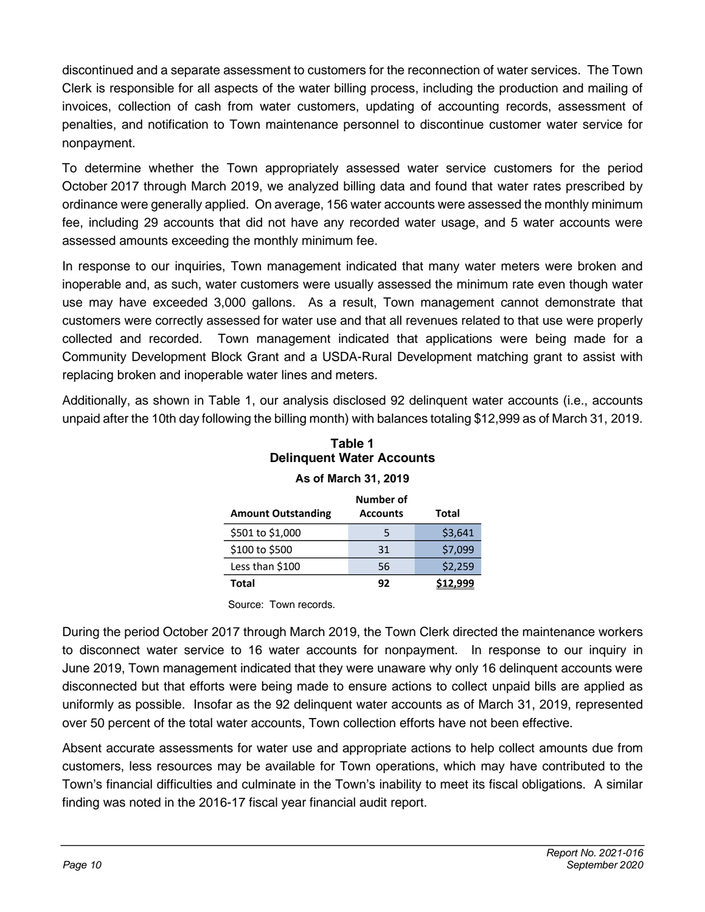discontinued and a separate assessment to customers for the reconnection of water services. The Town Clerk is responsible for all aspects of the water billing process, including the production and mailing of invoices, collection of cash from water customers, updating of accounting records, assessment of penalties, and notification to Town maintenance personnel to discontinue customer water service for nonpayment.

To determine whether the Town appropriately assessed water service customers for the period October 2017 through March 2019, we analyzed billing data and found that water rates prescribed by ordinance were generally applied. On average, 156 water accounts were assessed the monthly minimum fee, including 29 accounts that did not have any recorded water usage, and 5 water accounts were assessed amounts exceeding the monthly minimum fee.

In response to our inquiries, Town management indicated that many water meters were broken and inoperable and, as such, water customers were usually assessed the minimum rate even though water use may have exceeded 3,000 gallons. As a result, Town management cannot demonstrate that customers were correctly assessed for water use and that all revenues related to that use were properly collected and recorded. Town management indicated that applications were being made for a Community Development Block Grant and a USDA-Rural Development matching grant to assist with replacing broken and inoperable water lines and meters.

Additionally, as shown in Table 1, our analysis disclosed 92 delinquent water accounts (i.e., accounts unpaid after the 10th day following the billing month) with balances totaling $12,999 as of March 31, 2019.

**Table 1**
**Delinquent Water Accounts**
**As of March 31, 2019**

| Amount Outstanding | Number of Accounts | Total |
|---|---|---|
| $501 to $1,000 | 5 | $3,641 |
| $100 to $500 | 31 | $7,099 |
| Less than $100 | 56 | $2,259 |
| **Total** | **92** | **$12,999** |

Source: Town records.

During the period October 2017 through March 2019, the Town Clerk directed the maintenance workers to disconnect water service to 16 water accounts for nonpayment. In response to our inquiry in June 2019, Town management indicated that they were unaware why only 16 delinquent accounts were disconnected but that efforts were being made to ensure actions to collect unpaid bills are applied as uniformly as possible. Insofar as the 92 delinquent water accounts as of March 31, 2019, represented over 50 percent of the total water accounts, Town collection efforts have not been effective.

Absent accurate assessments for water use and appropriate actions to help collect amounts due from customers, less resources may be available for Town operations, which may have contributed to the Town's financial difficulties and culminate in the Town's inability to meet its fiscal obligations. A similar finding was noted in the 2016-17 fiscal year financial audit report.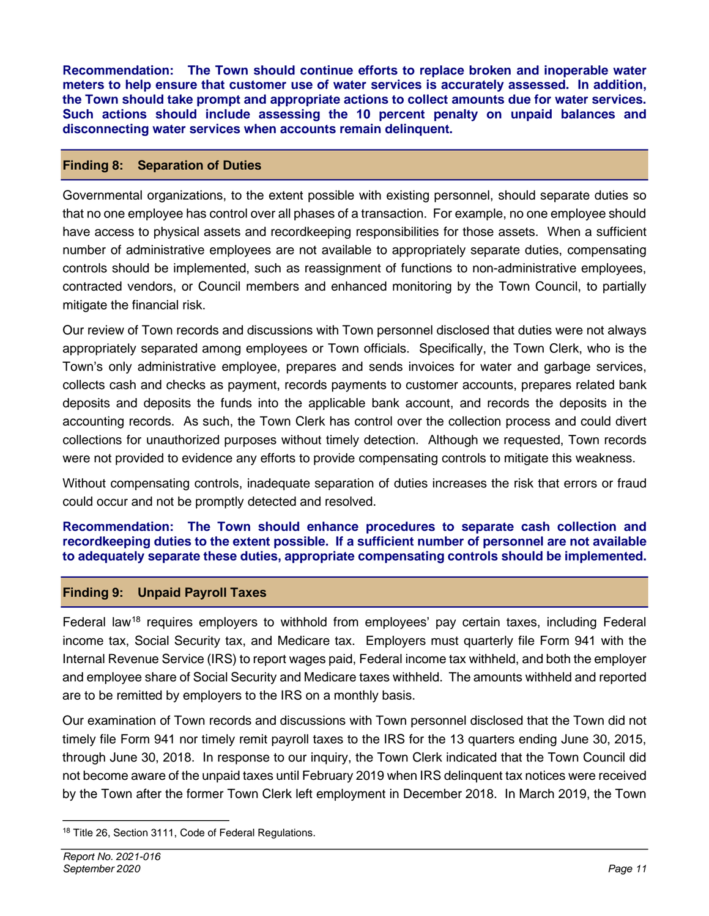**Recommendation: The Town should continue efforts to replace broken and inoperable water meters to help ensure that customer use of water services is accurately assessed. In addition, the Town should take prompt and appropriate actions to collect amounts due for water services. Such actions should include assessing the 10 percent penalty on unpaid balances and disconnecting water services when accounts remain delinquent.**

## Finding 8: Separation of Duties

Governmental organizations, to the extent possible with existing personnel, should separate duties so that no one employee has control over all phases of a transaction. For example, no one employee should have access to physical assets and recordkeeping responsibilities for those assets. When a sufficient number of administrative employees are not available to appropriately separate duties, compensating controls should be implemented, such as reassignment of functions to non-administrative employees, contracted vendors, or Council members and enhanced monitoring by the Town Council, to partially mitigate the financial risk.

Our review of Town records and discussions with Town personnel disclosed that duties were not always appropriately separated among employees or Town officials. Specifically, the Town Clerk, who is the Town's only administrative employee, prepares and sends invoices for water and garbage services, collects cash and checks as payment, records payments to customer accounts, prepares related bank deposits and deposits the funds into the applicable bank account, and records the deposits in the accounting records. As such, the Town Clerk has control over the collection process and could divert collections for unauthorized purposes without timely detection. Although we requested, Town records were not provided to evidence any efforts to provide compensating controls to mitigate this weakness.

Without compensating controls, inadequate separation of duties increases the risk that errors or fraud could occur and not be promptly detected and resolved.

**Recommendation: The Town should enhance procedures to separate cash collection and recordkeeping duties to the extent possible. If a sufficient number of personnel are not available to adequately separate these duties, appropriate compensating controls should be implemented.**

## Finding 9: Unpaid Payroll Taxes

Federal law[18] requires employers to withhold from employees' pay certain taxes, including Federal income tax, Social Security tax, and Medicare tax. Employers must quarterly file Form 941 with the Internal Revenue Service (IRS) to report wages paid, Federal income tax withheld, and both the employer and employee share of Social Security and Medicare taxes withheld. The amounts withheld and reported are to be remitted by employers to the IRS on a monthly basis.

Our examination of Town records and discussions with Town personnel disclosed that the Town did not timely file Form 941 nor timely remit payroll taxes to the IRS for the 13 quarters ending June 30, 2015, through June 30, 2018. In response to our inquiry, the Town Clerk indicated that the Town Council did not become aware of the unpaid taxes until February 2019 when IRS delinquent tax notices were received by the Town after the former Town Clerk left employment in December 2018. In March 2019, the Town

---

[18] Title 26, Section 3111, Code of Federal Regulations.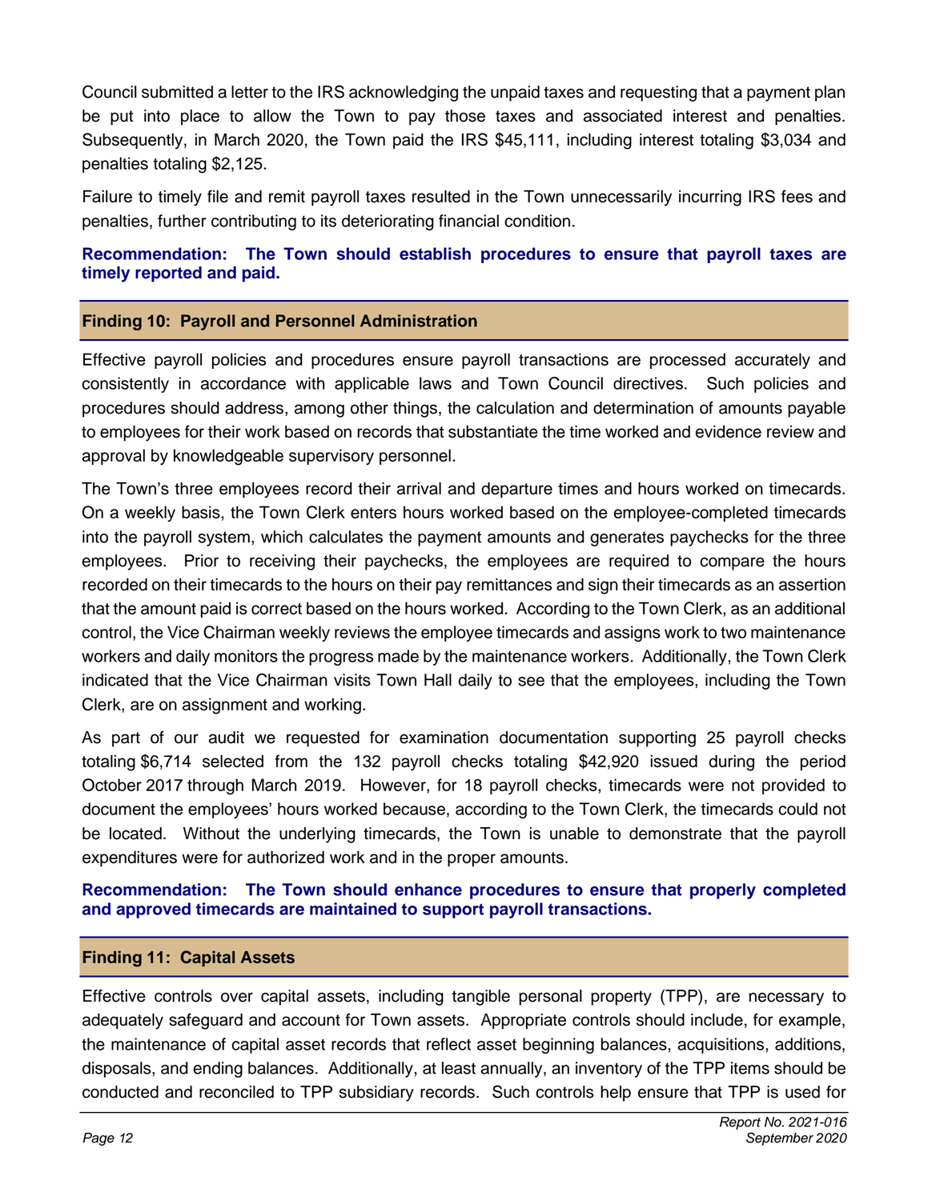Council submitted a letter to the IRS acknowledging the unpaid taxes and requesting that a payment plan be put into place to allow the Town to pay those taxes and associated interest and penalties. Subsequently, in March 2020, the Town paid the IRS $45,111, including interest totaling $3,034 and penalties totaling $2,125.

Failure to timely file and remit payroll taxes resulted in the Town unnecessarily incurring IRS fees and penalties, further contributing to its deteriorating financial condition.

**Recommendation: The Town should establish procedures to ensure that payroll taxes are timely reported and paid.**

## Finding 10: Payroll and Personnel Administration

Effective payroll policies and procedures ensure payroll transactions are processed accurately and consistently in accordance with applicable laws and Town Council directives. Such policies and procedures should address, among other things, the calculation and determination of amounts payable to employees for their work based on records that substantiate the time worked and evidence review and approval by knowledgeable supervisory personnel.

The Town's three employees record their arrival and departure times and hours worked on timecards. On a weekly basis, the Town Clerk enters hours worked based on the employee-completed timecards into the payroll system, which calculates the payment amounts and generates paychecks for the three employees. Prior to receiving their paychecks, the employees are required to compare the hours recorded on their timecards to the hours on their pay remittances and sign their timecards as an assertion that the amount paid is correct based on the hours worked. According to the Town Clerk, as an additional control, the Vice Chairman weekly reviews the employee timecards and assigns work to two maintenance workers and daily monitors the progress made by the maintenance workers. Additionally, the Town Clerk indicated that the Vice Chairman visits Town Hall daily to see that the employees, including the Town Clerk, are on assignment and working.

As part of our audit we requested for examination documentation supporting 25 payroll checks totaling $6,714 selected from the 132 payroll checks totaling $42,920 issued during the period October 2017 through March 2019. However, for 18 payroll checks, timecards were not provided to document the employees' hours worked because, according to the Town Clerk, the timecards could not be located. Without the underlying timecards, the Town is unable to demonstrate that the payroll expenditures were for authorized work and in the proper amounts.

**Recommendation: The Town should enhance procedures to ensure that properly completed and approved timecards are maintained to support payroll transactions.**

## Finding 11: Capital Assets

Effective controls over capital assets, including tangible personal property (TPP), are necessary to adequately safeguard and account for Town assets. Appropriate controls should include, for example, the maintenance of capital asset records that reflect asset beginning balances, acquisitions, additions, disposals, and ending balances. Additionally, at least annually, an inventory of the TPP items should be conducted and reconciled to TPP subsidiary records. Such controls help ensure that TPP is used for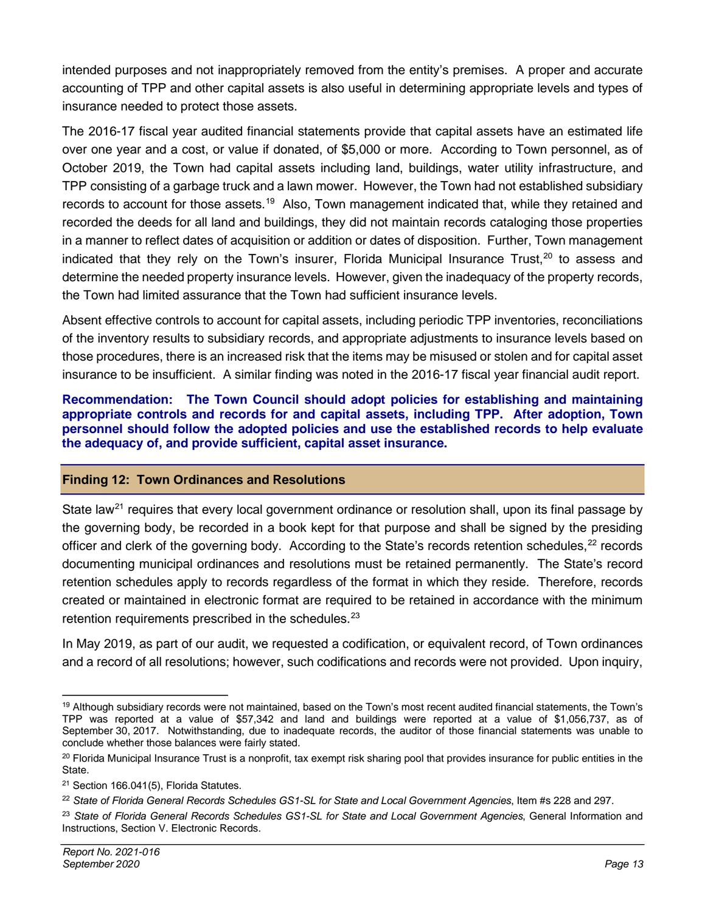intended purposes and not inappropriately removed from the entity's premises. A proper and accurate accounting of TPP and other capital assets is also useful in determining appropriate levels and types of insurance needed to protect those assets.

The 2016-17 fiscal year audited financial statements provide that capital assets have an estimated life over one year and a cost, or value if donated, of $5,000 or more. According to Town personnel, as of October 2019, the Town had capital assets including land, buildings, water utility infrastructure, and TPP consisting of a garbage truck and a lawn mower. However, the Town had not established subsidiary records to account for those assets.[19] Also, Town management indicated that, while they retained and recorded the deeds for all land and buildings, they did not maintain records cataloging those properties in a manner to reflect dates of acquisition or addition or dates of disposition. Further, Town management indicated that they rely on the Town's insurer, Florida Municipal Insurance Trust,[20] to assess and determine the needed property insurance levels. However, given the inadequacy of the property records, the Town had limited assurance that the Town had sufficient insurance levels.

Absent effective controls to account for capital assets, including periodic TPP inventories, reconciliations of the inventory results to subsidiary records, and appropriate adjustments to insurance levels based on those procedures, there is an increased risk that the items may be misused or stolen and for capital asset insurance to be insufficient. A similar finding was noted in the 2016-17 fiscal year financial audit report.

**Recommendation: The Town Council should adopt policies for establishing and maintaining appropriate controls and records for and capital assets, including TPP. After adoption, Town personnel should follow the adopted policies and use the established records to help evaluate the adequacy of, and provide sufficient, capital asset insurance.**

## Finding 12: Town Ordinances and Resolutions

State law[21] requires that every local government ordinance or resolution shall, upon its final passage by the governing body, be recorded in a book kept for that purpose and shall be signed by the presiding officer and clerk of the governing body. According to the State's records retention schedules,[22] records documenting municipal ordinances and resolutions must be retained permanently. The State's record retention schedules apply to records regardless of the format in which they reside. Therefore, records created or maintained in electronic format are required to be retained in accordance with the minimum retention requirements prescribed in the schedules.[23]

In May 2019, as part of our audit, we requested a codification, or equivalent record, of Town ordinances and a record of all resolutions; however, such codifications and records were not provided. Upon inquiry,

---

[19] Although subsidiary records were not maintained, based on the Town's most recent audited financial statements, the Town's TPP was reported at a value of $57,342 and land and buildings were reported at a value of $1,056,737, as of September 30, 2017. Notwithstanding, due to inadequate records, the auditor of those financial statements was unable to conclude whether those balances were fairly stated.

[20] Florida Municipal Insurance Trust is a nonprofit, tax exempt risk sharing pool that provides insurance for public entities in the State.

[21] Section 166.041(5), Florida Statutes.

[22] *State of Florida General Records Schedules GS1-SL for State and Local Government Agencies*, Item #s 228 and 297.

[23] *State of Florida General Records Schedules GS1-SL for State and Local Government Agencies*, General Information and Instructions, Section V. Electronic Records.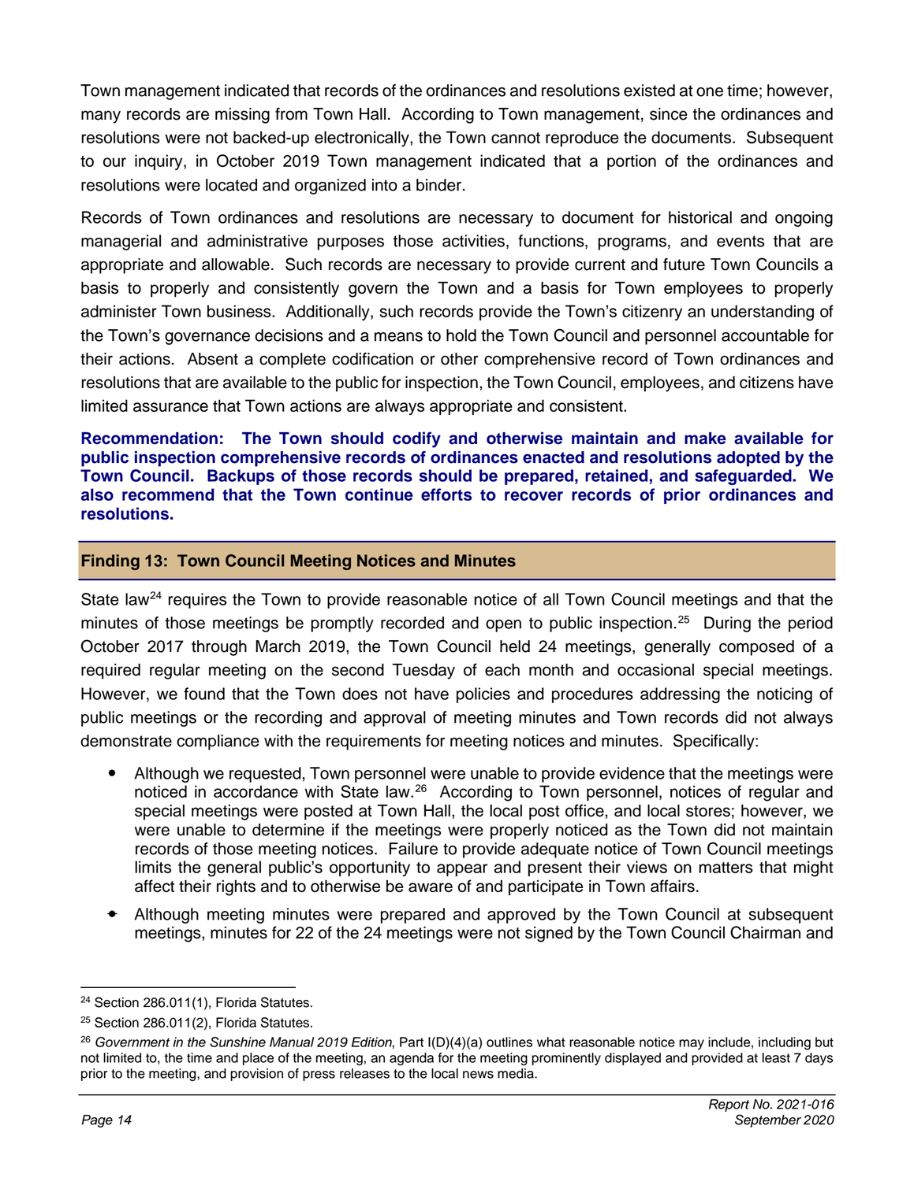Town management indicated that records of the ordinances and resolutions existed at one time; however, many records are missing from Town Hall. According to Town management, since the ordinances and resolutions were not backed-up electronically, the Town cannot reproduce the documents. Subsequent to our inquiry, in October 2019 Town management indicated that a portion of the ordinances and resolutions were located and organized into a binder.

Records of Town ordinances and resolutions are necessary to document for historical and ongoing managerial and administrative purposes those activities, functions, programs, and events that are appropriate and allowable. Such records are necessary to provide current and future Town Councils a basis to properly and consistently govern the Town and a basis for Town employees to properly administer Town business. Additionally, such records provide the Town's citizenry an understanding of the Town's governance decisions and a means to hold the Town Council and personnel accountable for their actions. Absent a complete codification or other comprehensive record of Town ordinances and resolutions that are available to the public for inspection, the Town Council, employees, and citizens have limited assurance that Town actions are always appropriate and consistent.

**Recommendation: The Town should codify and otherwise maintain and make available for public inspection comprehensive records of ordinances enacted and resolutions adopted by the Town Council. Backups of those records should be prepared, retained, and safeguarded. We also recommend that the Town continue efforts to recover records of prior ordinances and resolutions.**

## Finding 13: Town Council Meeting Notices and Minutes

State law[24] requires the Town to provide reasonable notice of all Town Council meetings and that the minutes of those meetings be promptly recorded and open to public inspection.[25] During the period October 2017 through March 2019, the Town Council held 24 meetings, generally composed of a required regular meeting on the second Tuesday of each month and occasional special meetings. However, we found that the Town does not have policies and procedures addressing the noticing of public meetings or the recording and approval of meeting minutes and Town records did not always demonstrate compliance with the requirements for meeting notices and minutes. Specifically:

- Although we requested, Town personnel were unable to provide evidence that the meetings were noticed in accordance with State law.[26] According to Town personnel, notices of regular and special meetings were posted at Town Hall, the local post office, and local stores; however, we were unable to determine if the meetings were properly noticed as the Town did not maintain records of those meeting notices. Failure to provide adequate notice of Town Council meetings limits the general public's opportunity to appear and present their views on matters that might affect their rights and to otherwise be aware of and participate in Town affairs.
- Although meeting minutes were prepared and approved by the Town Council at subsequent meetings, minutes for 22 of the 24 meetings were not signed by the Town Council Chairman and

---

[24] Section 286.011(1), Florida Statutes.

[25] Section 286.011(2), Florida Statutes.

[26] *Government in the Sunshine Manual 2019 Edition*, Part I(D)(4)(a) outlines what reasonable notice may include, including but not limited to, the time and place of the meeting, an agenda for the meeting prominently displayed and provided at least 7 days prior to the meeting, and provision of press releases to the local news media.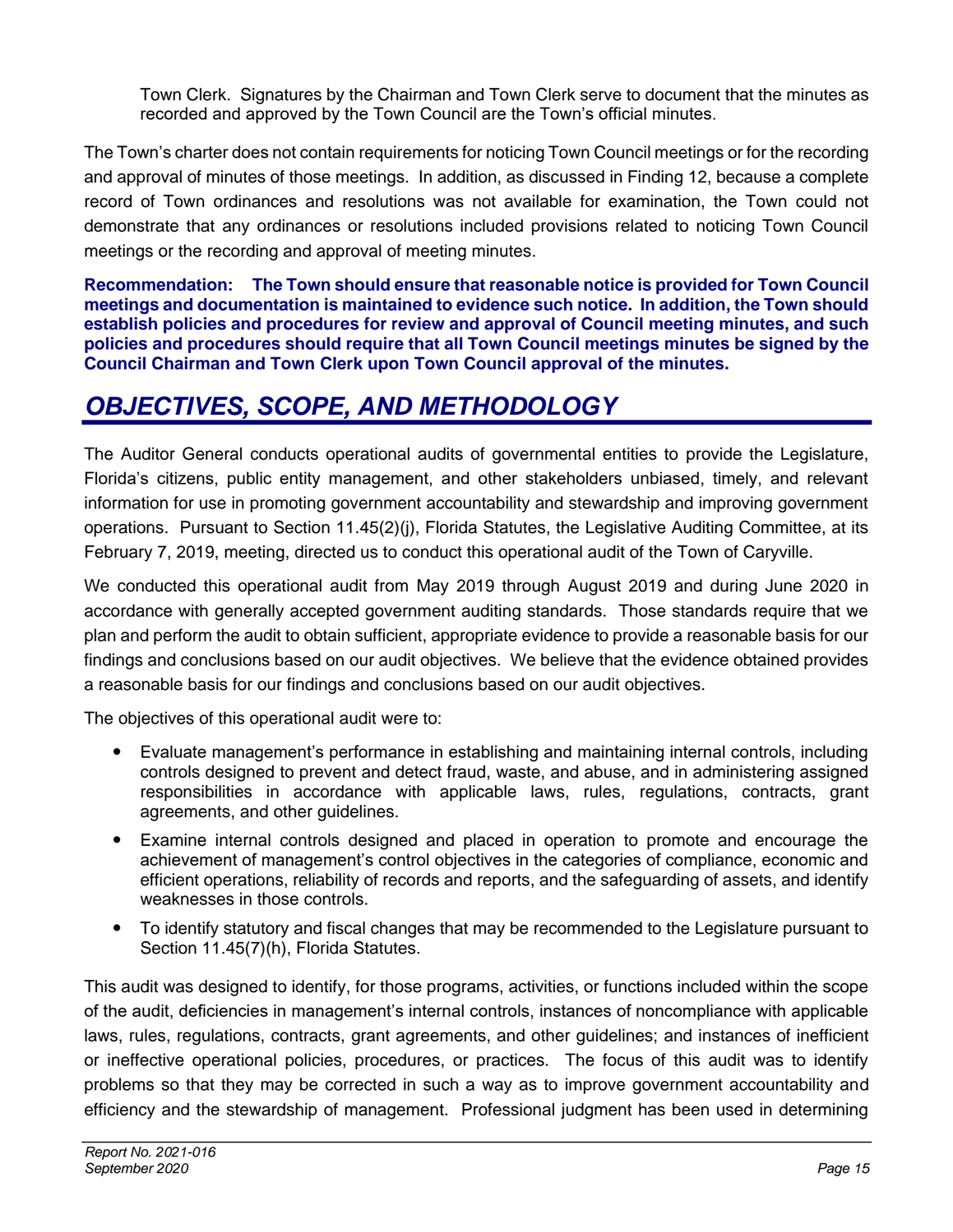Town Clerk. Signatures by the Chairman and Town Clerk serve to document that the minutes as recorded and approved by the Town Council are the Town's official minutes.

The Town's charter does not contain requirements for noticing Town Council meetings or for the recording and approval of minutes of those meetings. In addition, as discussed in Finding 12, because a complete record of Town ordinances and resolutions was not available for examination, the Town could not demonstrate that any ordinances or resolutions included provisions related to noticing Town Council meetings or the recording and approval of meeting minutes.

**Recommendation: The Town should ensure that reasonable notice is provided for Town Council meetings and documentation is maintained to evidence such notice. In addition, the Town should establish policies and procedures for review and approval of Council meeting minutes, and such policies and procedures should require that all Town Council meetings minutes be signed by the Council Chairman and Town Clerk upon Town Council approval of the minutes.**

## *OBJECTIVES, SCOPE, AND METHODOLOGY*

The Auditor General conducts operational audits of governmental entities to provide the Legislature, Florida's citizens, public entity management, and other stakeholders unbiased, timely, and relevant information for use in promoting government accountability and stewardship and improving government operations. Pursuant to Section 11.45(2)(j), Florida Statutes, the Legislative Auditing Committee, at its February 7, 2019, meeting, directed us to conduct this operational audit of the Town of Caryville.

We conducted this operational audit from May 2019 through August 2019 and during June 2020 in accordance with generally accepted government auditing standards. Those standards require that we plan and perform the audit to obtain sufficient, appropriate evidence to provide a reasonable basis for our findings and conclusions based on our audit objectives. We believe that the evidence obtained provides a reasonable basis for our findings and conclusions based on our audit objectives.

The objectives of this operational audit were to:

- Evaluate management's performance in establishing and maintaining internal controls, including controls designed to prevent and detect fraud, waste, and abuse, and in administering assigned responsibilities in accordance with applicable laws, rules, regulations, contracts, grant agreements, and other guidelines.
- Examine internal controls designed and placed in operation to promote and encourage the achievement of management's control objectives in the categories of compliance, economic and efficient operations, reliability of records and reports, and the safeguarding of assets, and identify weaknesses in those controls.
- To identify statutory and fiscal changes that may be recommended to the Legislature pursuant to Section 11.45(7)(h), Florida Statutes.

This audit was designed to identify, for those programs, activities, or functions included within the scope of the audit, deficiencies in management's internal controls, instances of noncompliance with applicable laws, rules, regulations, contracts, grant agreements, and other guidelines; and instances of inefficient or ineffective operational policies, procedures, or practices. The focus of this audit was to identify problems so that they may be corrected in such a way as to improve government accountability and efficiency and the stewardship of management. Professional judgment has been used in determining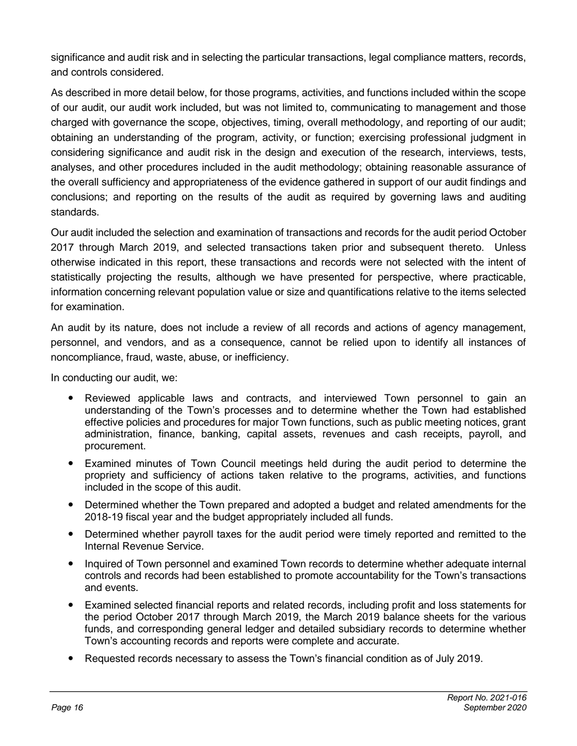significance and audit risk and in selecting the particular transactions, legal compliance matters, records, and controls considered.

As described in more detail below, for those programs, activities, and functions included within the scope of our audit, our audit work included, but was not limited to, communicating to management and those charged with governance the scope, objectives, timing, overall methodology, and reporting of our audit; obtaining an understanding of the program, activity, or function; exercising professional judgment in considering significance and audit risk in the design and execution of the research, interviews, tests, analyses, and other procedures included in the audit methodology; obtaining reasonable assurance of the overall sufficiency and appropriateness of the evidence gathered in support of our audit findings and conclusions; and reporting on the results of the audit as required by governing laws and auditing standards.

Our audit included the selection and examination of transactions and records for the audit period October 2017 through March 2019, and selected transactions taken prior and subsequent thereto. Unless otherwise indicated in this report, these transactions and records were not selected with the intent of statistically projecting the results, although we have presented for perspective, where practicable, information concerning relevant population value or size and quantifications relative to the items selected for examination.

An audit by its nature, does not include a review of all records and actions of agency management, personnel, and vendors, and as a consequence, cannot be relied upon to identify all instances of noncompliance, fraud, waste, abuse, or inefficiency.

In conducting our audit, we:

- Reviewed applicable laws and contracts, and interviewed Town personnel to gain an understanding of the Town's processes and to determine whether the Town had established effective policies and procedures for major Town functions, such as public meeting notices, grant administration, finance, banking, capital assets, revenues and cash receipts, payroll, and procurement.
- Examined minutes of Town Council meetings held during the audit period to determine the propriety and sufficiency of actions taken relative to the programs, activities, and functions included in the scope of this audit.
- Determined whether the Town prepared and adopted a budget and related amendments for the 2018-19 fiscal year and the budget appropriately included all funds.
- Determined whether payroll taxes for the audit period were timely reported and remitted to the Internal Revenue Service.
- Inquired of Town personnel and examined Town records to determine whether adequate internal controls and records had been established to promote accountability for the Town's transactions and events.
- Examined selected financial reports and related records, including profit and loss statements for the period October 2017 through March 2019, the March 2019 balance sheets for the various funds, and corresponding general ledger and detailed subsidiary records to determine whether Town's accounting records and reports were complete and accurate.
- Requested records necessary to assess the Town's financial condition as of July 2019.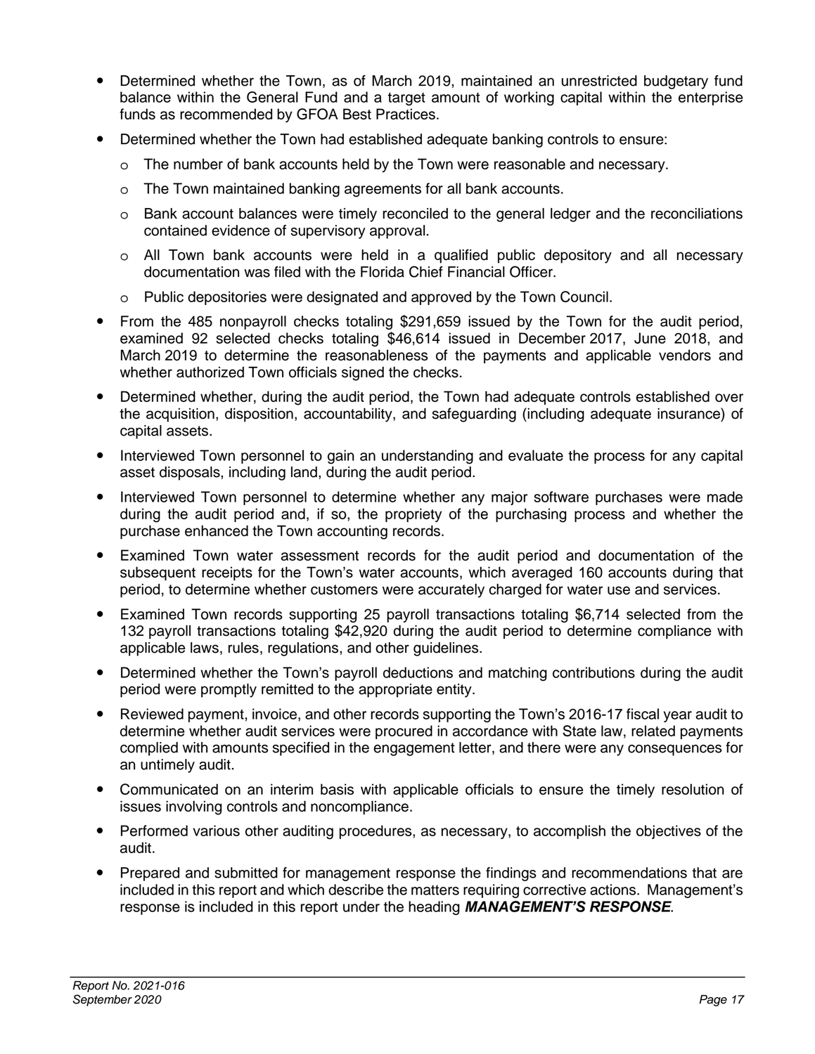- Determined whether the Town, as of March 2019, maintained an unrestricted budgetary fund balance within the General Fund and a target amount of working capital within the enterprise funds as recommended by GFOA Best Practices.
- Determined whether the Town had established adequate banking controls to ensure:
  - The number of bank accounts held by the Town were reasonable and necessary.
  - The Town maintained banking agreements for all bank accounts.
  - Bank account balances were timely reconciled to the general ledger and the reconciliations contained evidence of supervisory approval.
  - All Town bank accounts were held in a qualified public depository and all necessary documentation was filed with the Florida Chief Financial Officer.
  - Public depositories were designated and approved by the Town Council.
- From the 485 nonpayroll checks totaling $291,659 issued by the Town for the audit period, examined 92 selected checks totaling $46,614 issued in December 2017, June 2018, and March 2019 to determine the reasonableness of the payments and applicable vendors and whether authorized Town officials signed the checks.
- Determined whether, during the audit period, the Town had adequate controls established over the acquisition, disposition, accountability, and safeguarding (including adequate insurance) of capital assets.
- Interviewed Town personnel to gain an understanding and evaluate the process for any capital asset disposals, including land, during the audit period.
- Interviewed Town personnel to determine whether any major software purchases were made during the audit period and, if so, the propriety of the purchasing process and whether the purchase enhanced the Town accounting records.
- Examined Town water assessment records for the audit period and documentation of the subsequent receipts for the Town's water accounts, which averaged 160 accounts during that period, to determine whether customers were accurately charged for water use and services.
- Examined Town records supporting 25 payroll transactions totaling $6,714 selected from the 132 payroll transactions totaling $42,920 during the audit period to determine compliance with applicable laws, rules, regulations, and other guidelines.
- Determined whether the Town's payroll deductions and matching contributions during the audit period were promptly remitted to the appropriate entity.
- Reviewed payment, invoice, and other records supporting the Town's 2016-17 fiscal year audit to determine whether audit services were procured in accordance with State law, related payments complied with amounts specified in the engagement letter, and there were any consequences for an untimely audit.
- Communicated on an interim basis with applicable officials to ensure the timely resolution of issues involving controls and noncompliance.
- Performed various other auditing procedures, as necessary, to accomplish the objectives of the audit.
- Prepared and submitted for management response the findings and recommendations that are included in this report and which describe the matters requiring corrective actions. Management's response is included in this report under the heading ***MANAGEMENT'S RESPONSE***.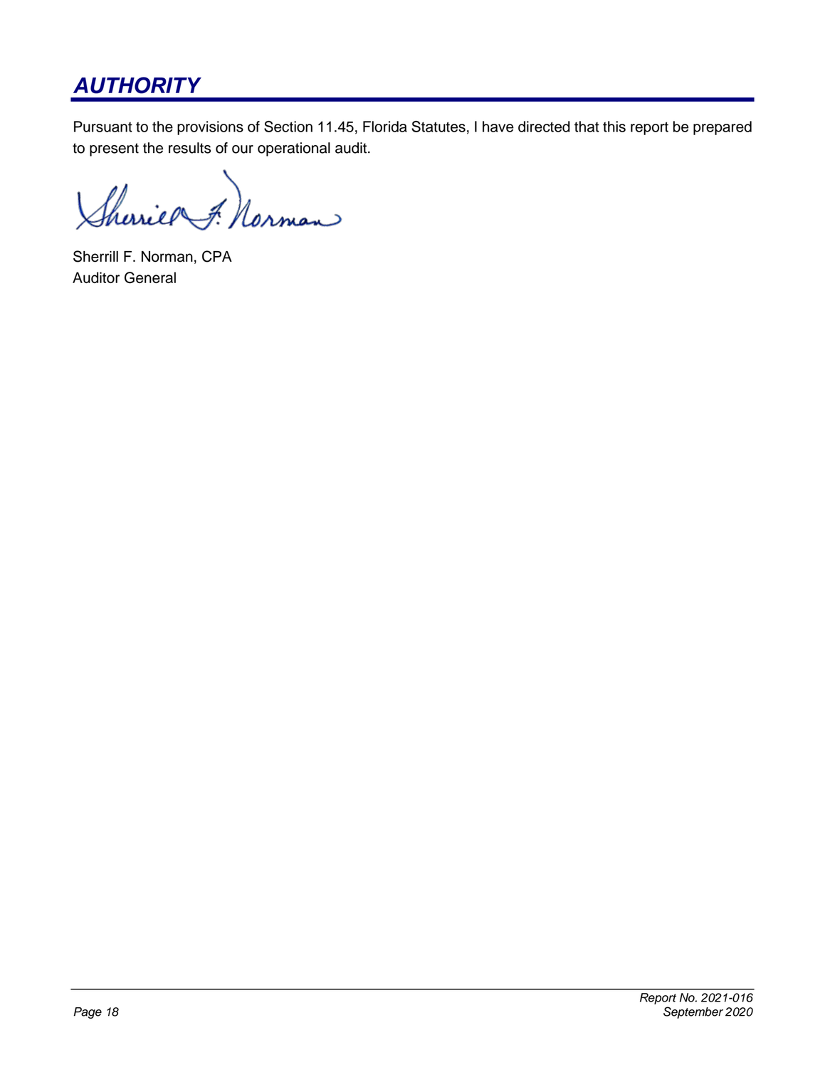## *AUTHORITY*

Pursuant to the provisions of Section 11.45, Florida Statutes, I have directed that this report be prepared to present the results of our operational audit.

Sherrill F. Norman, CPA
Auditor General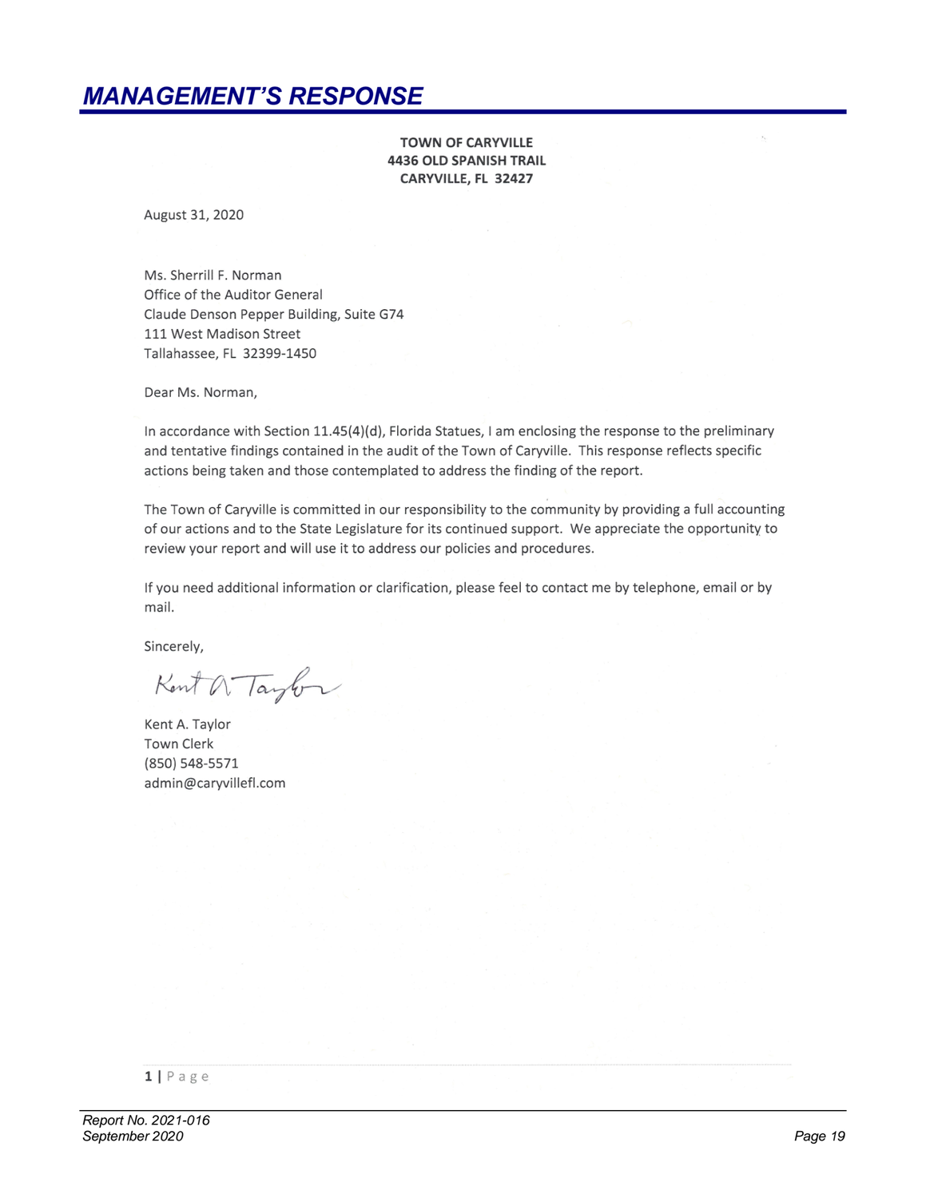# MANAGEMENT'S RESPONSE

**TOWN OF CARYVILLE**
**4436 OLD SPANISH TRAIL**
**CARYVILLE, FL 32427**

August 31, 2020

Ms. Sherrill F. Norman
Office of the Auditor General
Claude Denson Pepper Building, Suite G74
111 West Madison Street
Tallahassee, FL 32399-1450

Dear Ms. Norman,

In accordance with Section 11.45(4)(d), Florida Statues, I am enclosing the response to the preliminary and tentative findings contained in the audit of the Town of Caryville. This response reflects specific actions being taken and those contemplated to address the finding of the report.

The Town of Caryville is committed in our responsibility to the community by providing a full accounting of our actions and to the State Legislature for its continued support. We appreciate the opportunity to review your report and will use it to address our policies and procedures.

If you need additional information or clarification, please feel to contact me by telephone, email or by mail.

Sincerely,

Kent A. Taylor

Kent A. Taylor
Town Clerk
(850) 548-5571
admin@caryvillefl.com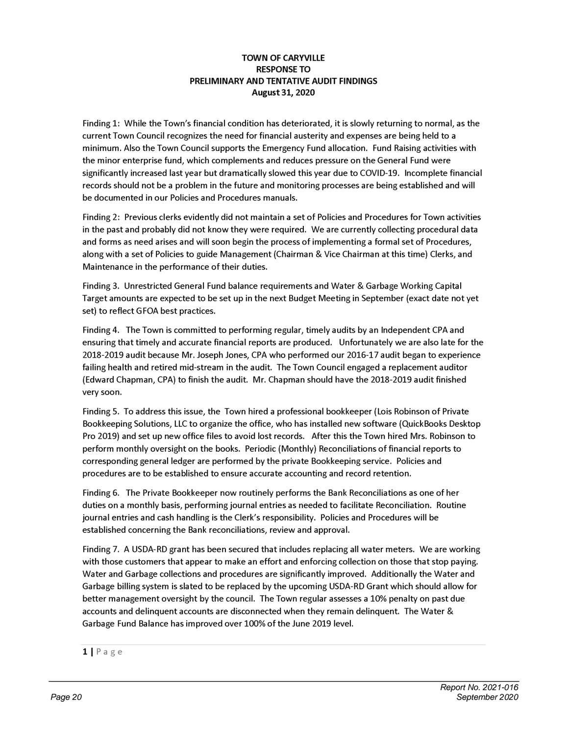# TOWN OF CARYVILLE
## RESPONSE TO
## PRELIMINARY AND TENTATIVE AUDIT FINDINGS
### August 31, 2020

Finding 1: While the Town's financial condition has deteriorated, it is slowly returning to normal, as the current Town Council recognizes the need for financial austerity and expenses are being held to a minimum. Also the Town Council supports the Emergency Fund allocation. Fund Raising activities with the minor enterprise fund, which complements and reduces pressure on the General Fund were significantly increased last year but dramatically slowed this year due to COVID-19. Incomplete financial records should not be a problem in the future and monitoring processes are being established and will be documented in our Policies and Procedures manuals.

Finding 2: Previous clerks evidently did not maintain a set of Policies and Procedures for Town activities in the past and probably did not know they were required. We are currently collecting procedural data and forms as need arises and will soon begin the process of implementing a formal set of Procedures, along with a set of Policies to guide Management (Chairman & Vice Chairman at this time) Clerks, and Maintenance in the performance of their duties.

Finding 3. Unrestricted General Fund balance requirements and Water & Garbage Working Capital Target amounts are expected to be set up in the next Budget Meeting in September (exact date not yet set) to reflect GFOA best practices.

Finding 4. The Town is committed to performing regular, timely audits by an Independent CPA and ensuring that timely and accurate financial reports are produced. Unfortunately we are also late for the 2018-2019 audit because Mr. Joseph Jones, CPA who performed our 2016-17 audit began to experience failing health and retired mid-stream in the audit. The Town Council engaged a replacement auditor (Edward Chapman, CPA) to finish the audit. Mr. Chapman should have the 2018-2019 audit finished very soon.

Finding 5. To address this issue, the Town hired a professional bookkeeper (Lois Robinson of Private Bookkeeping Solutions, LLC to organize the office, who has installed new software (QuickBooks Desktop Pro 2019) and set up new office files to avoid lost records. After this the Town hired Mrs. Robinson to perform monthly oversight on the books. Periodic (Monthly) Reconciliations of financial reports to corresponding general ledger are performed by the private Bookkeeping service. Policies and procedures are to be established to ensure accurate accounting and record retention.

Finding 6. The Private Bookkeeper now routinely performs the Bank Reconciliations as one of her duties on a monthly basis, performing journal entries as needed to facilitate Reconciliation. Routine journal entries and cash handling is the Clerk's responsibility. Policies and Procedures will be established concerning the Bank reconciliations, review and approval.

Finding 7. A USDA-RD grant has been secured that includes replacing all water meters. We are working with those customers that appear to make an effort and enforcing collection on those that stop paying. Water and Garbage collections and procedures are significantly improved. Additionally the Water and Garbage billing system is slated to be replaced by the upcoming USDA-RD Grant which should allow for better management oversight by the council. The Town regular assesses a 10% penalty on past due accounts and delinquent accounts are disconnected when they remain delinquent. The Water & Garbage Fund Balance has improved over 100% of the June 2019 level.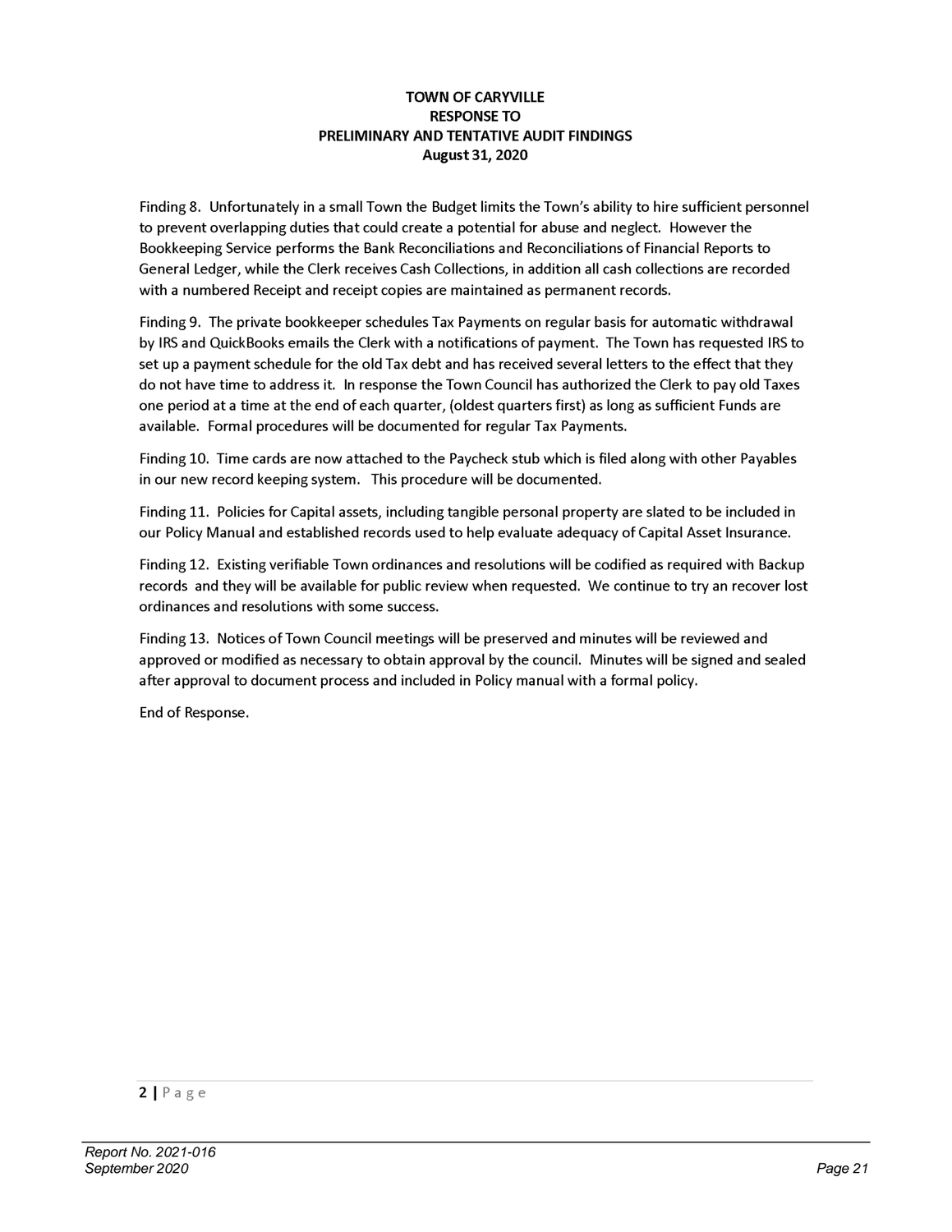**TOWN OF CARYVILLE**
**RESPONSE TO**
**PRELIMINARY AND TENTATIVE AUDIT FINDINGS**
**August 31, 2020**

Finding 8. Unfortunately in a small Town the Budget limits the Town's ability to hire sufficient personnel to prevent overlapping duties that could create a potential for abuse and neglect. However the Bookkeeping Service performs the Bank Reconciliations and Reconciliations of Financial Reports to General Ledger, while the Clerk receives Cash Collections, in addition all cash collections are recorded with a numbered Receipt and receipt copies are maintained as permanent records.

Finding 9. The private bookkeeper schedules Tax Payments on regular basis for automatic withdrawal by IRS and QuickBooks emails the Clerk with a notifications of payment. The Town has requested IRS to set up a payment schedule for the old Tax debt and has received several letters to the effect that they do not have time to address it. In response the Town Council has authorized the Clerk to pay old Taxes one period at a time at the end of each quarter, (oldest quarters first) as long as sufficient Funds are available. Formal procedures will be documented for regular Tax Payments.

Finding 10. Time cards are now attached to the Paycheck stub which is filed along with other Payables in our new record keeping system. This procedure will be documented.

Finding 11. Policies for Capital assets, including tangible personal property are slated to be included in our Policy Manual and established records used to help evaluate adequacy of Capital Asset Insurance.

Finding 12. Existing verifiable Town ordinances and resolutions will be codified as required with Backup records and they will be available for public review when requested. We continue to try an recover lost ordinances and resolutions with some success.

Finding 13. Notices of Town Council meetings will be preserved and minutes will be reviewed and approved or modified as necessary to obtain approval by the council. Minutes will be signed and sealed after approval to document process and included in Policy manual with a formal policy.

End of Response.